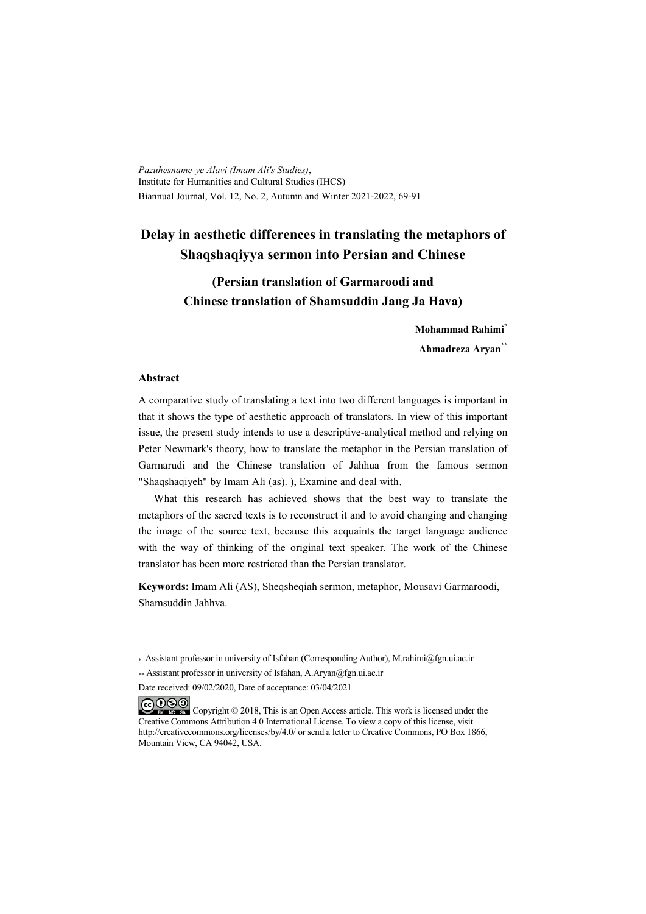*Pazuhesname-ye Alavi (Imam Ali's Studies)*,
Institute for Humanities and Cultural Studies (IHCS)
Biannual Journal, Vol. 12, No. 2, Autumn and Winter 2021-2022, 69-91

# Delay in aesthetic differences in translating the metaphors of Shaqshaqiyya sermon into Persian and Chinese

## (Persian translation of Garmaroodi and Chinese translation of Shamsuddin Jang Ja Hava)

**Mohammad Rahimi**[*]

**Ahmadreza Aryan**[**]

### Abstract

A comparative study of translating a text into two different languages is important in that it shows the type of aesthetic approach of translators. In view of this important issue, the present study intends to use a descriptive-analytical method and relying on Peter Newmark's theory, how to translate the metaphor in the Persian translation of Garmarudi and the Chinese translation of Jahhua from the famous sermon "Shaqshaqiyeh" by Imam Ali (as). ), Examine and deal with.

What this research has achieved shows that the best way to translate the metaphors of the sacred texts is to reconstruct it and to avoid changing and changing the image of the source text, because this acquaints the target language audience with the way of thinking of the original text speaker. The work of the Chinese translator has been more restricted than the Persian translator.

**Keywords:** Imam Ali (AS), Sheqsheqiah sermon, metaphor, Mousavi Garmaroodi, Shamsuddin Jahhva.

[*] Assistant professor in university of Isfahan (Corresponding Author), M.rahimi@fgn.ui.ac.ir

[**] Assistant professor in university of Isfahan, A.Aryan@fgn.ui.ac.ir

Date received: 09/02/2020, Date of acceptance: 03/04/2021

Copyright © 2018, This is an Open Access article. This work is licensed under the Creative Commons Attribution 4.0 International License. To view a copy of this license, visit http://creativecommons.org/licenses/by/4.0/ or send a letter to Creative Commons, PO Box 1866, Mountain View, CA 94042, USA.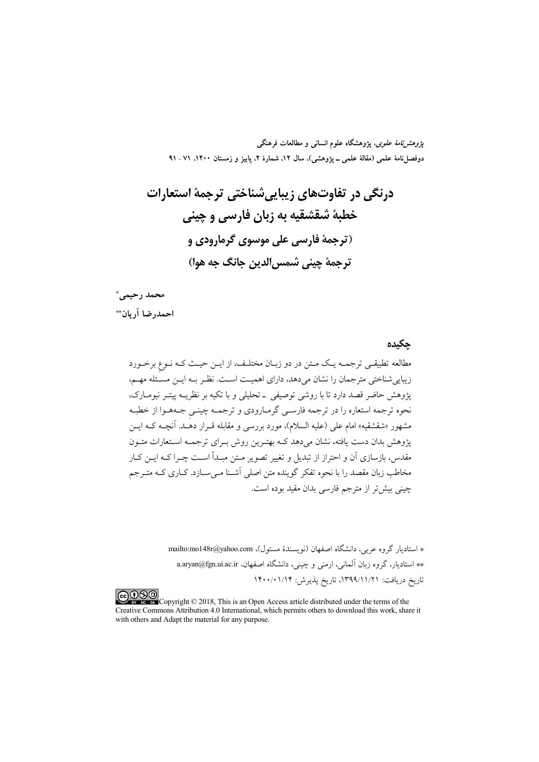*پژوهش‌نامهٔ علوی*، پژوهشگاه علوم انسانی و مطالعات فرهنگی
دوفصل‌نامهٔ علمی (مقالهٔ علمی ـ پژوهشی)، سال ۱۲، شمارهٔ ۲، پاییز و زمستان ۱۴۰۰، ۷۱ - ۹۱

# درنگی در تفاوت‌های زیبایی‌شناختی ترجمهٔ استعارات خطبهٔ شقشقیه به زبان فارسی و چینی
## (ترجمهٔ فارسی علی موسوی گرمارودی و ترجمهٔ چینی شمس‌الدین جانگ جه هوا)

**محمد رحیمی***

**احمدرضا آریان****

### چکیده

مطالعه تطبیقی ترجمه یک متن در دو زبان مختلف، از این حیث که نوعِ برخورد زیبایی‌شناختی مترجمان را نشان می‌دهد، دارای اهمیت است. نظر به این مسئله مهم، پژوهش حاضر قصد دارد تا با روشی توصیفی ـ تحلیلی و با تکیه بر نظریه پیتر نیومارک، نحوه ترجمه استعاره را در ترجمه فارسی گرمارودی و ترجمه چینیِ جه‌هوا از خطبه مشهور «شقشقیه» امام علی (علیه السلام)، مورد بررسی و مقابله قرار دهد. آنچه که این پژوهش بدان دست یافته، نشان می‌دهد که بهترین روش برای ترجمه استعارات متون مقدس، بازسازی آن و احتراز از تبدیل و تغییر تصویر متن مبدأ است چرا که این کار مخاطب زبان مقصد را با نحوه تفکر گوینده متن اصلی آشنا می‌سازد. کاری که مترجم چینی بیش‌تر از مترجم فارسی بدان مقید بوده است.

* استادیار گروه عربی، دانشگاه اصفهان (نویسندهٔ مسئول)، mailto:mo148r@yahoo.com

** استادیار، گروه زبان آلمانی، ارمنی و چینی، دانشگاه اصفهان، a.aryan@fgn.ui.ac.ir

تاریخ دریافت: ۱۳۹۹/۱۱/۲۱، تاریخ پذیرش: ۱۴۰۰/۰۱/۱۴

Copyright © 2018, This is an Open Access article distributed under the terms of the Creative Commons Attribution 4.0 International, which permits others to download this work, share it with others and Adapt the material for any purpose.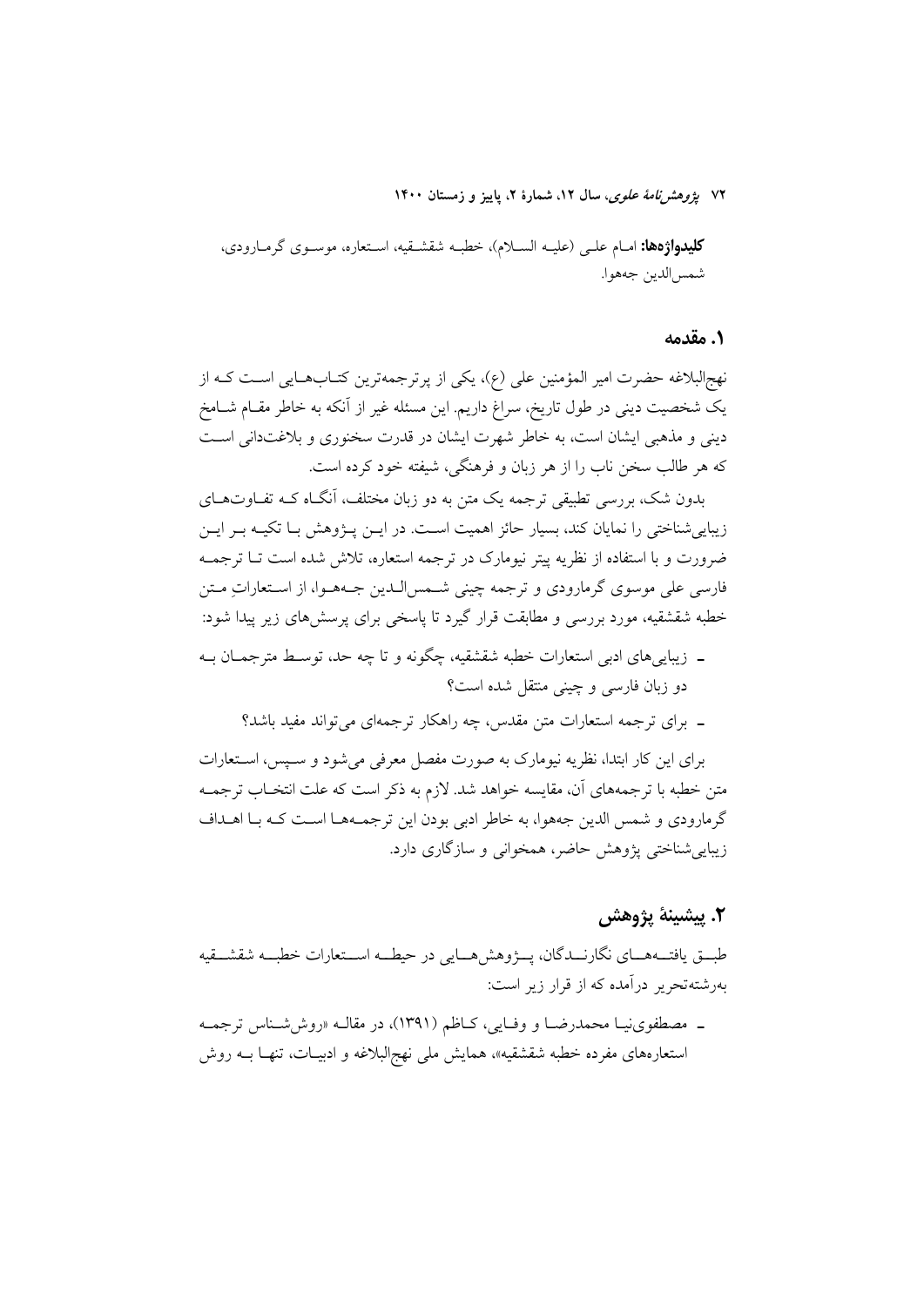**کلیدواژه‌ها:** امـام علـی (علیـه السـلام)، خطبـه شقشـقیه، اسـتعاره، موسـوی گرمـارودی، شمس‌الدین جهوا.

## ۱. مقدمه

نهج‌البلاغه حضرت امیر المؤمنین علی (ع)، یکی از پرترجمه‌ترین کتـاب‌هـایی اسـت کـه از یک شخصیت دینی در طول تاریخ، سراغ داریم. این مسئله غیر از آنکه به خاطر مقـام شـامخ دینی و مذهبی ایشان است، به خاطر شهرت ایشان در قدرت سخنوری و بلاغت‌دانی اسـت که هر طالب سخن ناب را از هر زبان و فرهنگی، شیفته خود کرده است.

بدون شک، بررسی تطبیقی ترجمه یک متن به دو زبان مختلف، آنگـاه کـه تفـاوت‌هـای زیبایی‌شناختی را نمایان کند، بسیار حائز اهمیت اسـت. در ایـن پـژوهش بـا تکیـه بـر ایـن ضرورت و با استفاده از نظریه پیتر نیومارک در ترجمه استعاره، تلاش شده است تـا ترجمـه فارسی علی موسوی گرمارودی و ترجمه چینی شـمس‌الـدین جـههـوا، از اسـتعاراتِ مـتن خطبه شقشقیه، مورد بررسی و مطابقت قرار گیرد تا پاسخی برای پرسش‌های زیر پیدا شود:

- زیبایی‌های ادبی استعارات خطبه شقشقیه، چگونه و تا چه حد، توسـط مترجمـان بـه دو زبان فارسی و چینی منتقل شده است؟
- برای ترجمه استعارات متن مقدس، چه راهکار ترجمه‌ای می‌تواند مفید باشد؟

برای این کار ابتدا، نظریه نیومارک به صورت مفصل معرفی می‌شود و سـپس، اسـتعارات متن خطبه با ترجمه‌های آن، مقایسه خواهد شد. لازم به ذکر است که علت انتخـاب ترجمـه گرمارودی و شمس الدین جههوا، به خاطر ادبی بودن این ترجمـه‌هـا اسـت کـه بـا اهـداف زیبایی‌شناختی پژوهش حاضر، همخوانی و سازگاری دارد.

## ۲. پیشینهٔ پژوهش

طبـق یافتـه‌هـای نگارنـدگان، پـژوهش‌هـایی در حیطـه اسـتعارات خطبـه شقشـقیه به‌رشته‌تحریر درآمده که از قرار زیر است:

- مصطفوی‌نیـا محمدرضـا و وفـایی، کـاظم (۱۳۹۱)، در مقالـه «روش‌شـناس ترجمـه استعاره‌های مفرده خطبه شقشقیه»، همایش ملی نهج‌البلاغه و ادبیـات، تنهـا بـه روش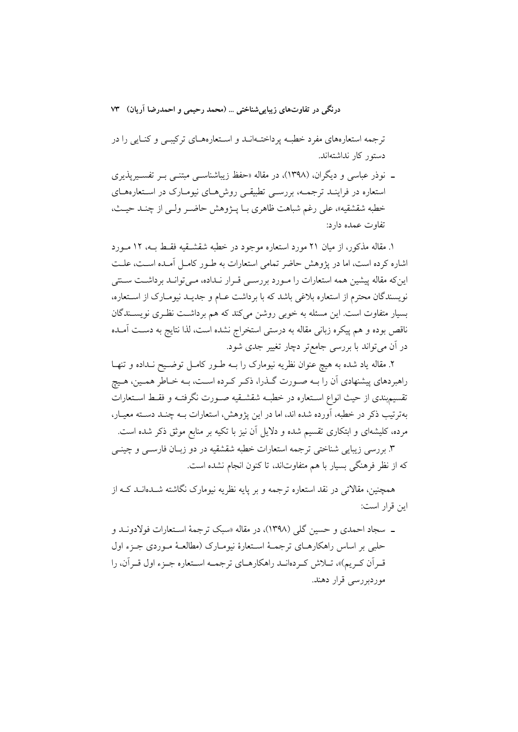ترجمه استعاره‌های مفرد خطبه پرداخته‌اند و استعاره‌های ترکیبی و کنایی را در دستور کار نداشته‌اند.

- نوذر عباسی و دیگران، (۱۳۹۸)، در مقاله «حفظ زیباشناسی مبتنی بر تفسیرپذیری استعاره در فرایند ترجمه، بررسی تطبیقی روش‌های نیومارک در استعاره‌های خطبه شقشقیه»، علی رغم شباهت ظاهری با پژوهش حاضر ولی از چند حیث، تفاوت عمده دارد:

۱. مقاله مذکور، از میان ۲۱ مورد استعاره موجود در خطبه شقشقیه فقط به، ۱۲ مورد اشاره کرده است، اما در پژوهش حاضر تمامی استعارات به طور کامل آمده است، علت این‌که مقاله پیشین همه استعارات را مورد بررسی قرار نداده، می‌تواند برداشت سنتی نویسندگان محترم از استعاره بلاغی باشد که با برداشت عام و جدید نیومارک از استعاره، بسیار متفاوت است. این مسئله به خوبی روشن می‌کند که هم برداشت نظری نویسندگان ناقص بوده و هم پیکره زبانی مقاله به درستی استخراج نشده است، لذا نتایج به دست آمده در آن می‌تواند با بررسی جامع‌تر دچار تغییر جدی شود.

۲. مقاله یاد شده به هیچ عنوان نظریه نیومارک را به طور کامل توضیح نداده و تنها راهبردهای پیشنهادی آن را به صورت گذرا، ذکر کرده است، به خاطر همین، هیچ تقسیم‌بندی از حیث انواع استعاره در خطبه شقشقیه صورت نگرفته و فقط استعارات به‌ترتیب ذکر در خطبه، آورده شده اند، اما در این پژوهش، استعارات به چند دسته معیار، مرده، کلیشه‌ای و ابتکاری تقسیم شده و دلایل آن نیز با تکیه بر منابع موثق ذکر شده است.

۳. بررسی زیبایی شناختی ترجمه استعارات خطبه شقشقیه در دو زبان فارسی و چینی که از نظر فرهنگی بسیار با هم متفاوت‌اند، تا کنون انجام نشده است.

همچنین، مقالاتی در نقد استعاره ترجمه و بر پایه نظریه نیومارک نگاشته شده‌اند که از این قرار است:

- سجاد احمدی و حسین گلی (۱۳۹۸)، در مقاله «سبک ترجمهٔ استعارات فولادوند و حلبی بر اساس راهکارهای ترجمهٔ استعارهٔ نیومارک (مطالعهٔ موردی جزء اول قرآن کریم)»، تلاش کرده‌اند راهکارهای ترجمه استعاره جزء اول قرآن، را موردبررسی قرار دهند.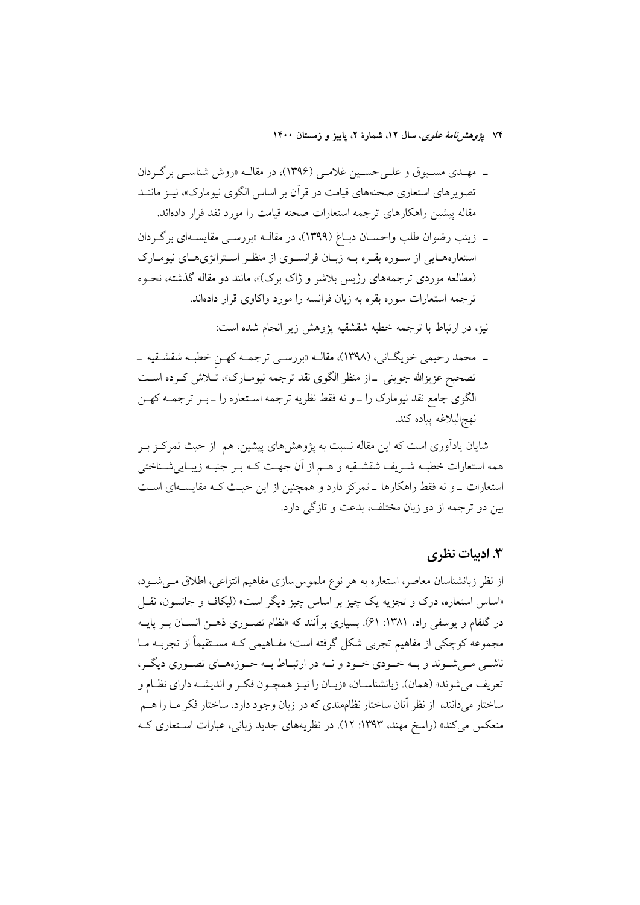- مهدی مسبوق و علی‌حسین غلامی (۱۳۹۶)، در مقاله «روش شناسی برگردان تصویرهای استعاری صحنه‌های قیامت در قرآن بر اساس الگوی نیومارک»، نیز مانند مقاله پیشین راهکارهای ترجمه استعارات صحنه قیامت را مورد نقد قرار داده‌اند.
- زینب رضوان طلب واحسان دباغ (۱۳۹۹)، در مقاله «بررسی مقایسه‌ای برگردان استعاره‌هایی از سوره بقره به زبان فرانسوی از منظر استراتژی‌های نیومارک (مطالعه موردی ترجمه‌های رژیس بلاشر و ژاک برک)»، مانند دو مقاله گذشته، نحوه ترجمه استعارات سوره بقره به زبان فرانسه را مورد واکاوی قرار داده‌اند.

نیز، در ارتباط با ترجمه خطبه شقشقیه پژوهش زیر انجام شده است:

- محمد رحیمی خویگانی، (۱۳۹۸)، مقاله «بررسی ترجمه کهنِ خطبه شقشقیه ـ تصحیح عزیزالله جوینی ـ از منظر الگوی نقد ترجمه نیومارک»، تلاش کرده است الگوی جامع نقد نیومارک را ـ و نه فقط نظریه ترجمه استعاره را ـ بر ترجمه کهن نهج‌البلاغه پیاده کند.

شایان یادآوری است که این مقاله نسبت به پژوهش‌های پیشین، هم از حیث تمرکز بر همه استعارات خطبه شریف شقشقیه و هم از آن جهت که بر جنبه زیبایی‌شناختی استعارات ـ و نه فقط راهکارها ـ تمرکز دارد و همچنین از این حیث که مقایسه‌ای است بین دو ترجمه از دو زبان مختلف، بدعت و تازگی دارد.

## ۳. ادبیات نظری

از نظر زبانشناسان معاصر، استعاره به هر نوع ملموس‌سازی مفاهیم انتزاعی، اطلاق می‌شود، «اساس استعاره، درک و تجزیه یک چیز بر اساس چیز دیگر است» (لیکاف و جانسون، نقل در گلفام و یوسفی راد، ۱۳۸۱: ۶۱). بسیاری برآنند که «نظام تصوری ذهن انسان بر پایه مجموعه کوچکی از مفاهیم تجربی شکل گرفته است؛ مفاهیمی که مستقیماً از تجربه ما ناشی می‌شوند و به خودی خود و نه در ارتباط به حوزه‌های تصوری دیگر، تعریف می‌شوند» (همان). زبانشناسان، «زبان را نیز همچون فکر و اندیشه دارای نظام و ساختار می‌دانند، از نظر آنان ساختار نظام‌مندی که در زبان وجود دارد، ساختار فکر ما را هم منعکس می‌کند» (راسخ مهند، ۱۳۹۳: ۱۲). در نظریه‌های جدید زبانی، عبارات استعاری که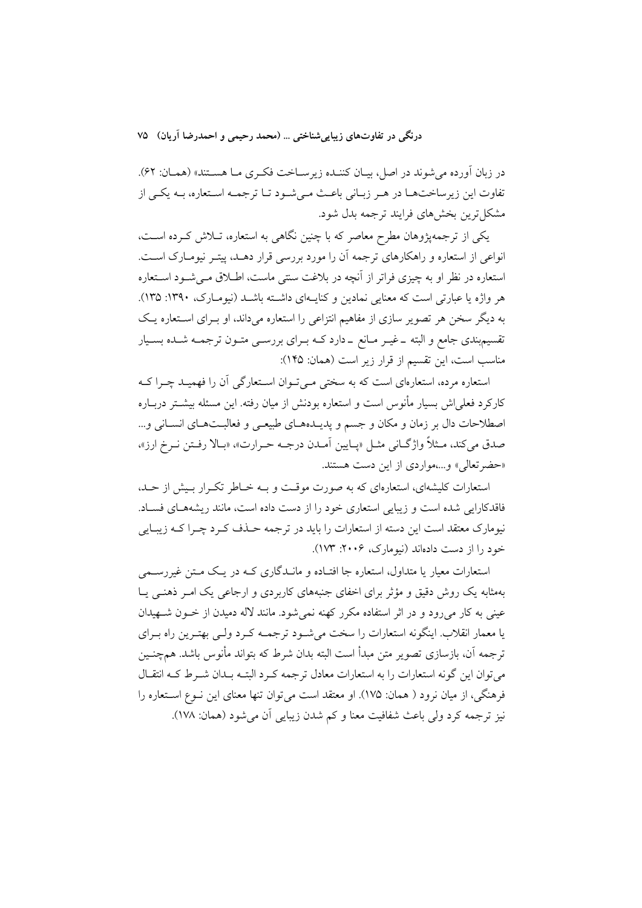در زبان آورده می‌شوند در اصل، بیـان کننـده زیرسـاخت فکـری مـا هسـتند» (همـان: ۶۲). تفاوت این زیرساخت‌هـا در هـر زبـانی باعـث مـی‌شـود تـا ترجمـه اسـتعاره، بـه یکـی از مشکل‌ترین بخش‌های فرایند ترجمه بدل شود.

یکی از ترجمه‌پژوهان مطرح معاصر که با چنین نگاهی به استعاره، تـلاش کـرده اسـت، انواعی از استعاره و راهکارهای ترجمه آن را مورد بررسی قرار دهـد، پیتـر نیومـارک اسـت. استعاره در نظر او به چیزی فراتر از آنچه در بلاغت سنتی ماست، اطـلاق مـی‌شـود اسـتعاره هر واژه یا عبارتی است که معنایی نمادین و کنایه‌ای داشـته باشـد (نیومـارک، ۱۳۹۰: ۱۳۵). به دیگر سخن هر تصویر سازی از مفاهیم انتزاعی را استعاره می‌داند، او بـرای اسـتعاره یـک تقسیم‌بندی جامع و البته ـ غیـر مـانع ـ دارد کـه بـرای بررسـی متـون ترجمـه شـده بسـیار مناسب است، این تقسیم از قرار زیر است (همان: ۱۴۵):

استعاره مرده، استعاره‌ای است که به سختی مـی‌تـوان اسـتعارگی آن را فهمیـد چـرا کـه کارکرد فعلی‌اش بسیار مأنوس است و استعاره بودنش از میان رفته. این مسئله بیشـتر دربـاره اصطلاحات دال بر زمان و مکان و جسم و پدیـده‌هـای طبیعـی و فعالیـت‌هـای انسـانی و... صدق می‌کند، مـثلاً واژگـانی مثـل «پـایین آمـدن درجـه حـرارت»، «بـالا رفـتن نـرخ ارز»، «حضرتعالی» و...،مواردی از این دست هستند.

استعارات کلیشه‌ای، استعاره‌ای که به صورت موقـت و بـه خـاطر تکـرار بـیش از حـد، فاقدکارایی شده است و زیبایی استعاری خود را از دست داده است، مانند ریشه‌هـای فسـاد. نیومارک معتقد است این دسته از استعارات را باید در ترجمه حـذف کـرد چـرا کـه زیبـایی خود را از دست داده‌اند (نیومارک، ۲۰۰۶: ۱۷۳).

استعارات معیار یا متداول، استعاره جا افتـاده و مانـدگاری کـه در یـک مـتن غیررسـمی به‌مثابه یک روش دقیق و مؤثر برای اخفای جنبه‌های کاربردی و ارجاعی یک امـر ذهنـی یـا عینی به کار می‌رود و در اثر استفاده مکرر کهنه نمی‌شود. مانند لاله دمیدن از خـون شـهیدان یا معمار انقلاب. اینگونه استعارات را سخت می‌شـود ترجمـه کـرد ولـی بهتـرین راه بـرای ترجمه آن، بازسازی تصویر متن مبدأ است البته بدان شرط که بتواند مأنوس باشد. همچنـین می‌توان این گونه استعارات را به استعارات معادل ترجمه کـرد البتـه بـدان شـرط کـه انتقـال فرهنگی، از میان نرود ( همان: ۱۷۵). او معتقد است می‌توان تنها معنای این نـوع اسـتعاره را نیز ترجمه کرد ولی باعث شفافیت معنا و کم شدن زیبایی آن می‌شود (همان: ۱۷۸).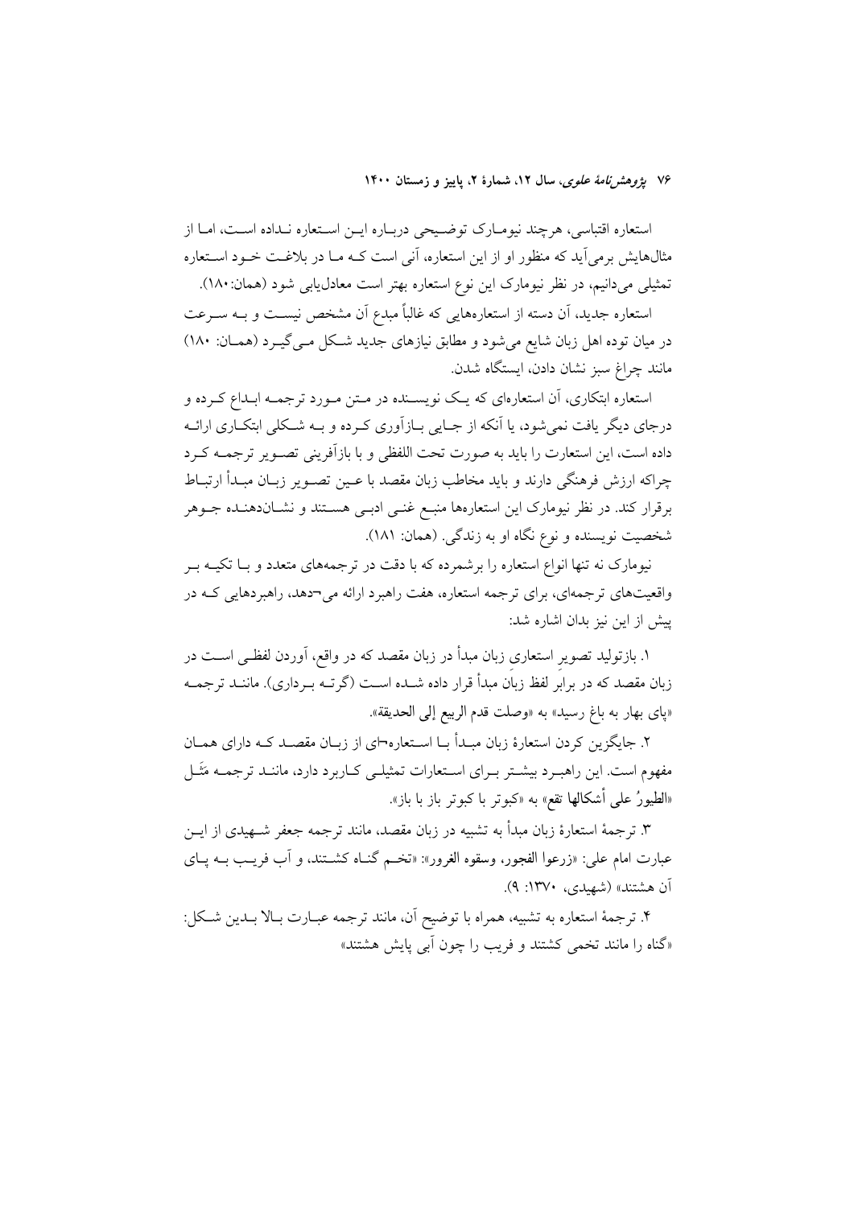استعاره اقتباسی، هرچند نیومارک توضیحی درباره این استعاره نداده است، اما از مثال‌هایش برمی‌آید که منظور او از این استعاره، آنی است که ما در بلاغت خود استعاره تمثیلی می‌دانیم، در نظر نیومارک این نوع استعاره بهتر است معادل‌یابی شود (همان:۱۸۰).

استعاره جدید، آن دسته از استعاره‌هایی که غالباً مبدع آن مشخص نیست و به سرعت در میان توده اهل زبان شایع می‌شود و مطابق نیازهای جدید شکل می‌گیرد (همان: ۱۸۰) مانند چراغ سبز نشان دادن، ایستگاه شدن.

استعاره ابتکاری، آن استعاره‌ای که یک نویسنده در متن مورد ترجمه ابداع کرده و درجای دیگر یافت نمی‌شود، یا آنکه از جایی بازآوری کرده و به شکلی ابتکاری ارائه داده است، این استعارت را باید به صورت تحت اللفظی و با بازآفرینی تصویر ترجمه کرد چراکه ارزش فرهنگی دارند و باید مخاطب زبان مقصد با عین تصویر زبان مبدأ ارتباط برقرار کند. در نظر نیومارک این استعاره‌ها منبع غنی ادبی هستند و نشان‌دهنده جوهر شخصیت نویسنده و نوع نگاه او به زندگی. (همان: ۱۸۱).

نیومارک نه تنها انواع استعاره را برشمرده که با دقت در ترجمه‌های متعدد و با تکیه بر واقعیت‌های ترجمه‌ای، برای ترجمه استعاره، هفت راهبرد ارائه می¬دهد، راهبردهایی که در پیش از این نیز بدان اشاره شد:

۱. بازتولید تصویرِ استعاری زبان مبدأ در زبان مقصد که در واقع، آوردن لفظی است در زبان مقصد که در برابرِ لفظ زبانِ مبدأ قرار داده شده است (گرته برداری). مانند ترجمه «پای بهار به باغ رسید» به «وصلت قدم الربیع إلی الحدیقة».

۲. جایگزین کردن استعارهٔ زبان مبدأ با استعاره¬ای از زبان مقصد که دارای همان مفهوم است. این راهبرد بیشتر برای استعارات تمثیلی کاربرد دارد، مانند ترجمه مَثَل «الطیورُ علی أشکالها تقع» به «کبوتر با کبوتر باز با باز».

۳. ترجمهٔ استعارهٔ زبان مبدأ به تشبیه در زبان مقصد، مانند ترجمه جعفر شهیدی از این عبارت امام علی: «زرعوا الفجور، وسقوه الغرور»: «تخم گناه کشتند، و آب فریب به پای آن هشتند» (شهیدی، ۱۳۷۰: ۹).

۴. ترجمهٔ استعاره به تشبیه، همراه با توضیح آن، مانند ترجمه عبارت بالا بدین شکل: «گناه را مانند تخمی کشتند و فریب را چون آبی پایش هشتند»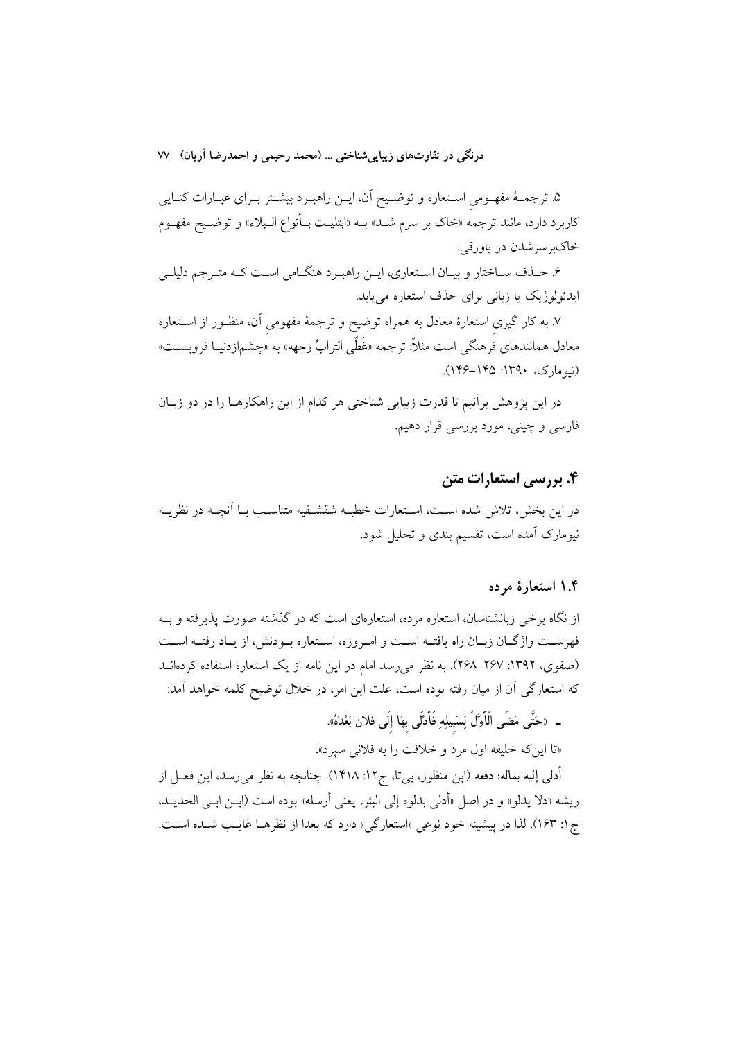۵. ترجمهٔ مفهومیِ استعاره و توضیح آن، این راهبرد بیشتر برای عبارات کنایی کاربرد دارد، مانند ترجمه «خاک بر سرم شد» به «ابتلیت بأنواع البلاء» و توضیح مفهوم خاک‌برسرشدن در پاورقی.

۶. حذف ساختار و بیان استعاری، این راهبرد هنگامی است که مترجم دلیلی ایدئولوژیک یا زبانی برای حذف استعاره می‌یابد.

۷. به کار گیریِ استعارهٔ معادل به همراه توضیح و ترجمهٔ مفهومیِ آن، منظور از استعاره معادل همانندهای فرهنگی است مثلاً: ترجمه «غَطّی الترابُ وجهه» به «چشم‌ازدنیا فروبست» (نیومارک، ۱۳۹۰: ۱۴۵–۱۴۶).

در این پژوهش برآنیم تا قدرت زیبایی شناختی هر کدام از این راهکارها را در دو زبان فارسی و چینی، مورد بررسی قرار دهیم.

## ۴. بررسی استعارات متن

در این بخش، تلاش شده است، استعارات خطبه شقشقیه متناسب با آنچه در نظریه نیومارک آمده است، تقسیم بندی و تحلیل شود.

### ۱.۴ استعارهٔ مرده

از نگاه برخی زبانشناسان، استعاره مرده، استعاره‌ای است که در گذشته صورت پذیرفته و به فهرست واژگان زبان راه یافته است و امروزه، استعاره بودنش، از یاد رفته است (صفوی، ۱۳۹۲: ۲۶۷–۲۶۸). به نظر می‌رسد امام در این نامه از یک استعاره استفاده کرده‌اند که استعارگی آن از میان رفته بوده است، علت این امر، در خلال توضیح کلمه خواهد آمد:

ـ «حَتَّى مَضَى الْأَوَّلُ لِسَبِيلِهِ فَأَدْلَى بِهَا إِلَى فلان بَعْدَهُ».

«تا این‌که خلیفه اول مرد و خلافت را به فلانی سپرد».

أدلی إلیه بماله: دفعه (ابن منظور، بی‌تا، ج۱۲: ۱۴۱۸). چنانچه به نظر می‌رسد، این فعل از ریشه «دلا یدلو» و در اصل «أدلی بدلوه إلی البئر، یعنی أرسله» بوده است (ابن ابی الحدید، ج۱: ۱۶۳). لذا در پیشینه خود نوعی «استعارگی» دارد که بعدا از نظرها غایب شده است.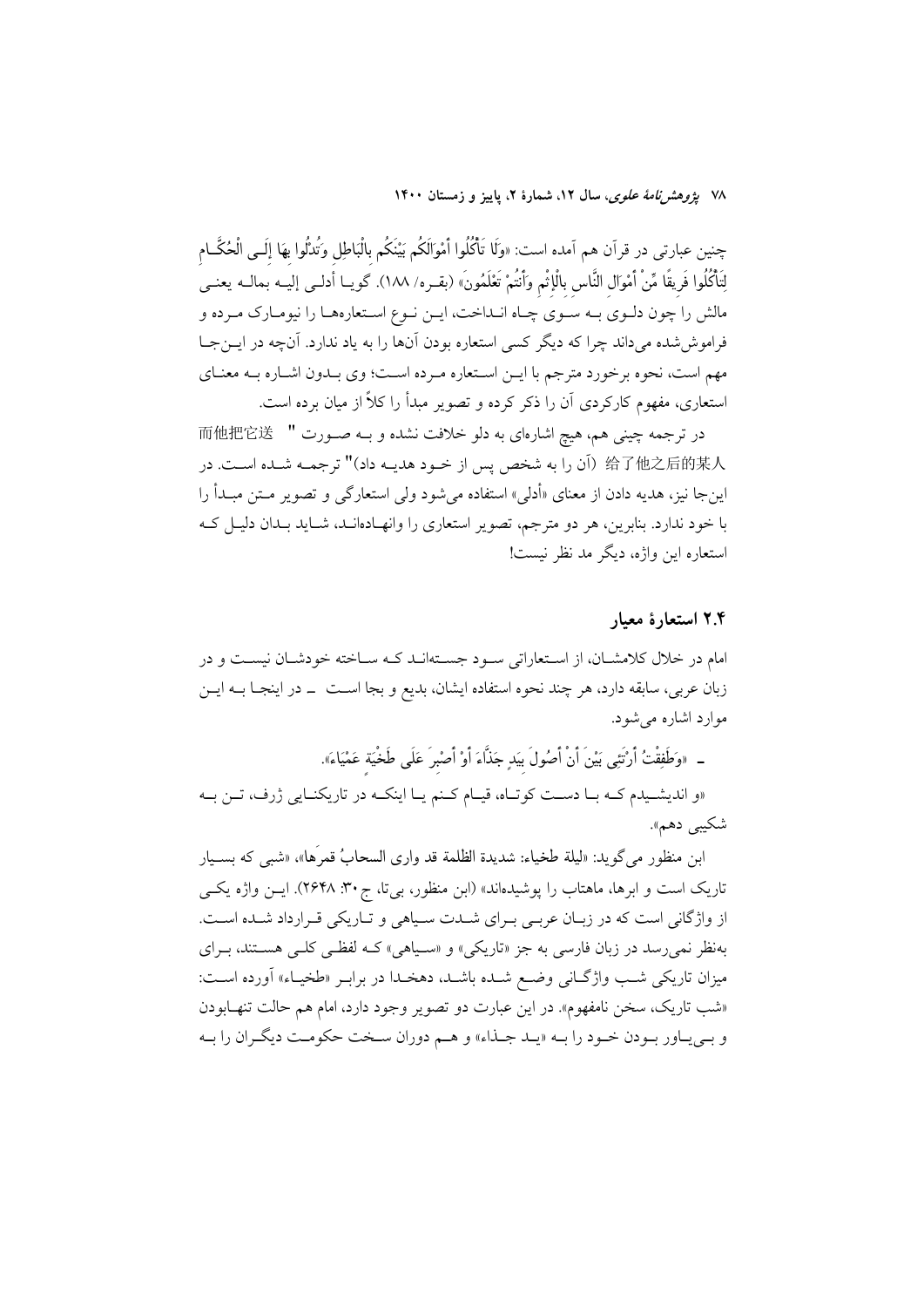چنین عبارتی در قرآن هم آمده است: «وَلَا تَأْكُلُوا أَمْوَالَكُم بَيْنَكُم بِالْبَاطِلِ وَتُدْلُوا بِهَا إِلَى الْحُكَّامِ لِتَأْكُلُوا فَرِيقًا مِّنْ أَمْوَالِ النَّاسِ بِالْإِثْمِ وَأَنتُمْ تَعْلَمُونَ» (بقره/ ۱۸۸). گویا أدلی إلیه بماله یعنی مالش را چون دلوی به سوی چاه انداخت، این نوع استعاره‌ها را نیومارک مرده و فراموش‌شده می‌داند چرا که دیگر کسی استعاره بودن آنها را به یاد ندارد. آنچه در اینجا مهم است، نحوه برخورد مترجم با این استعاره مرده است؛ وی بدون اشاره به معنای استعاری، مفهوم کارکردی آن را ذکر کرده و تصویر مبدأ را کلاً از میان برده است.

در ترجمه چینی هم، هیچ اشاره‌ای به دلو خلافت نشده و به صورت " 而他把它送 给了他之后的某人 (آن را به شخص پس از خود هدیه داد)" ترجمه شده است. در اینجا نیز، هدیه دادن از معنای «أدلی» استفاده می‌شود ولی استعارگی و تصویر متن مبدأ را با خود ندارد. بنابرین، هر دو مترجم، تصویر استعاری را وانهاده‌اند، شاید بدان دلیل که استعاره این واژه، دیگر مد نظر نیست!

## ۲.۴ استعارهٔ معیار

امام در خلال کلامشان، از استعاراتی سود جسته‌اند که ساخته خودشان نیست و در زبان عربی، سابقه دارد، هر چند نحوه استفاده ایشان، بدیع و بجا است ــ در اینجا به این موارد اشاره می‌شود.

ــ «وَطَفِقْتُ أَرْتَئِي بَيْنَ أَنْ أَصُولَ بِيَدٍ جَذَّاءَ أَوْ أَصْبِرَ عَلَى طَخْيَةٍ عَمْيَاءَ».

«و اندیشیدم که با دست کوتاه، قیام کنم یا اینکه در تاریکنایی ژرف، تن به شکیبی دهم».

ابن منظور می‌گوید: «لیلة طخیاء: شدیدة الظلمة قد واری السحابُ قمرَها»، «شبی که بسیار تاریک است و ابرها، ماهتاب را پوشیده‌اند» (ابن منظور، بی‌تا، ج ۳۰: ۲۶۴۸). این واژه یکی از واژگانی است که در زبان عربی برای شدت سیاهی و تاریکی قرارداد شده است. به‌نظر نمی‌رسد در زبان فارسی به جز «تاریکی» و «سیاهی» که لفظی کلی هستند، برای میزان تاریکی شب واژگانی وضع شده باشد، دهخدا در برابر «طخیاء» آورده است: «شب تاریک، سخن نامفهوم». در این عبارت دو تصویر وجود دارد، امام هم حالت تنهابودن و بی‌یاور بودن خود را به «ید جذاء» و هم دوران سخت حکومت دیگران را به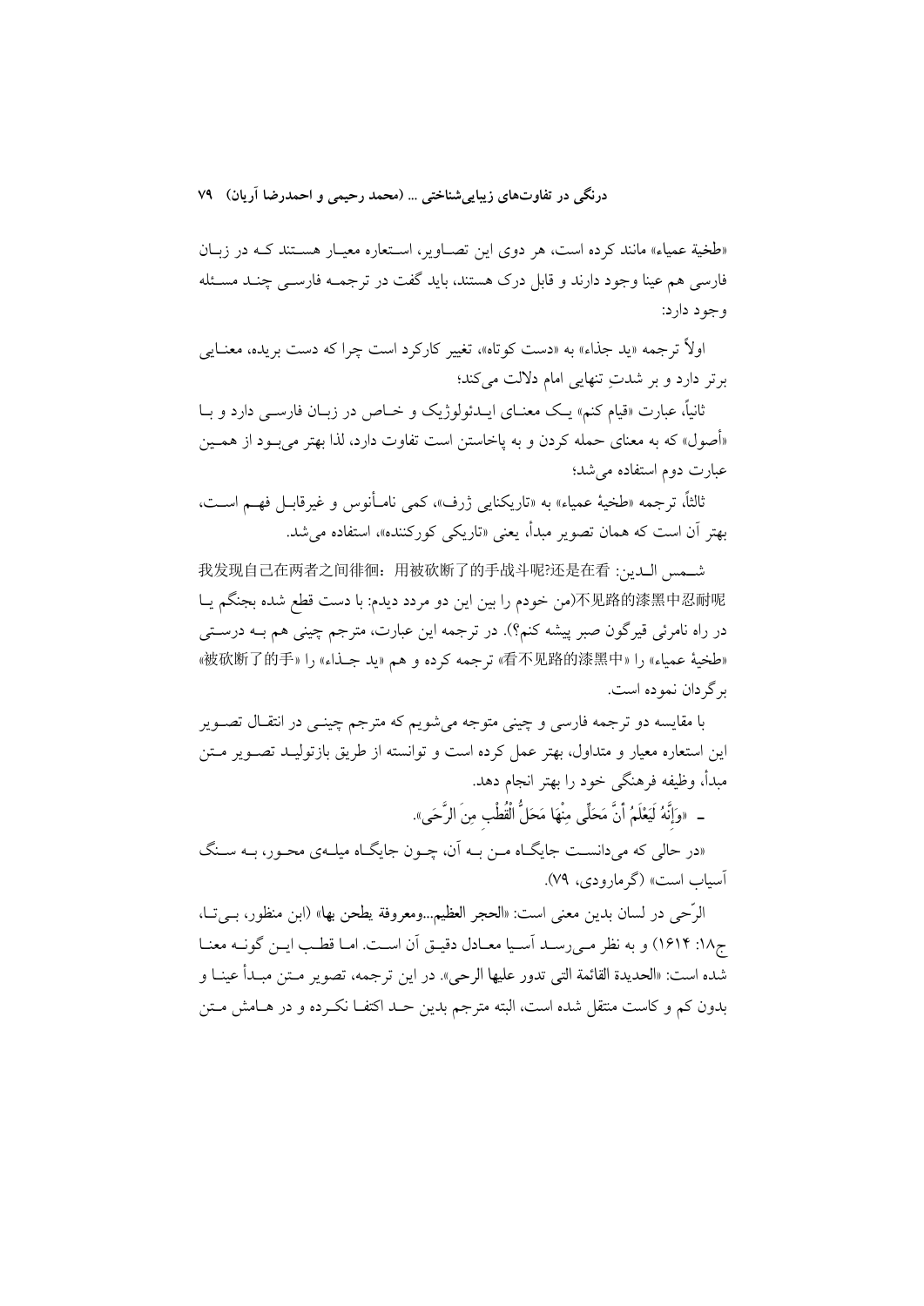«طخية عمياء» مانند کرده است، هر دوی این تصاویر، استعاره معیار هستند که در زبان فارسی هم عینا وجود دارند و قابل درک هستند، باید گفت در ترجمه فارسی چند مسئله وجود دارد:

اولاً ترجمه «ید جذاء» به «دست کوتاه»، تغییر کارکرد است چرا که دست بریده، معنایی برتر دارد و بر شدتِ تنهایی امام دلالت می‌کند؛

ثانیاً، عبارت «قیام کنم» یک معنای ایدئولوژیک و خاص در زبان فارسی دارد و با «أصول» که به معنای حمله کردن و به پاخاستن است تفاوت دارد، لذا بهتر می‌بود از همین عبارت دوم استفاده می‌شد؛

ثالثاً، ترجمه «طخیهٔ عمیاء» به «تاریکنایی ژرف»، کمی نامأنوس و غیرقابل فهم است، بهتر آن است که همان تصویر مبدأ، یعنی «تاریکی کورکننده»، استفاده می‌شد.

شمس الدین: 我发现自己在两者之间徘徊：用被砍断了的手战斗呢?还是在看不见路的漆黑中忍耐呢(من خودم را بین این دو مردد دیدم: با دست قطع شده بجنگم یا در راه نامرئی قیرگون صبر پیشه کنم؟). در ترجمه این عبارت، مترجم چینی هم به درستی «طخیهٔ عمیاء» را «看不见路的漆黑中» ترجمه کرده و هم «ید جذاء» را «被砍断了的手» برگردان نموده است.

با مقایسه دو ترجمه فارسی و چینی متوجه می‌شویم که مترجم چینی در انتقال تصویر این استعاره معیار و متداول، بهتر عمل کرده است و توانسته از طریق بازتولید تصویر متن مبدأ، وظیفه فرهنگی خود را بهتر انجام دهد.

- «وَإِنَّهُ لَيَعْلَمُ أَنَّ مَحَلِّي مِنْهَا مَحَلُّ الْقُطْبِ مِنَ الرَّحَى».

«در حالی که می‌دانست جایگاه من به آن، چون جایگاه میله‌ی محور، به سنگ آسیاب است» (گرمارودی، ۷۹).

الرّحی در لسان بدین معنی است: «الحجر العظیم...ومعروفة یطحن بها» (ابن منظور، بی‌تا، ج۱۸: ۱۶۱۴) و به نظر می‌رسد آسیا معادل دقیق آن است. اما قطب این گونه معنا شده است: «الحدیدة القائمة التی تدور علیها الرحی». در این ترجمه، تصویر متن مبدأ عینا و بدون کم و کاست منتقل شده است، البته مترجم بدین حد اکتفا نکرده و در هامش متن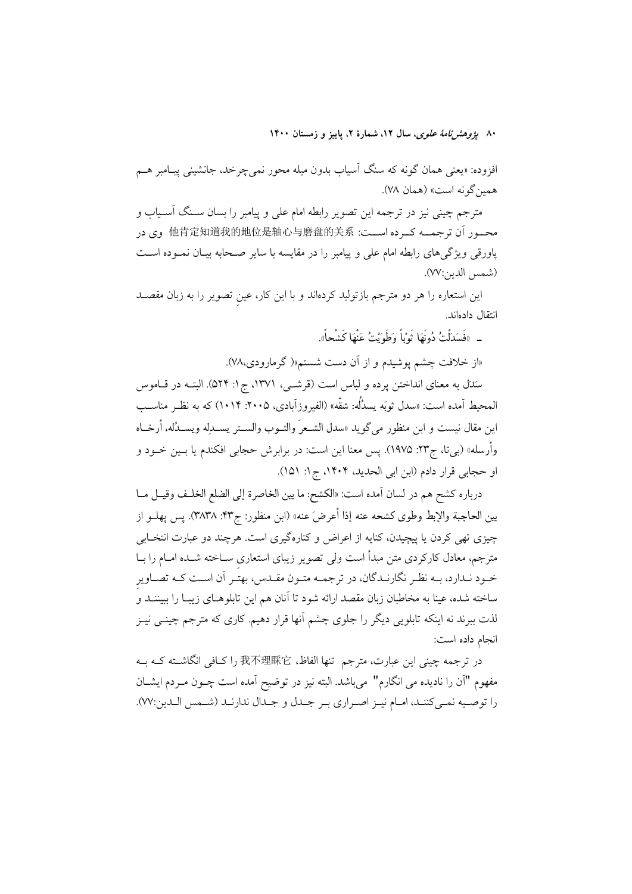افزوده: «یعنی همان گونه که سنگ آسیاب بدون میله محور نمی‌چرخد، جانشینی پیامبر هم همین‌گونه است» (همان ۷۸).

مترجم چینی نیز در ترجمه این تصویر رابطه امام علی و پیامبر را بسان سنگ آسیاب و محور آن ترجمه کرده است: 他肯定知道我的地位是轴心与磨盘的关系 وی در پاورقی ویژگی‌های رابطه امام علی و پیامبر را در مقایسه با سایر صحابه بیان نموده است (شمس الدین:۷۷).

این استعاره را هر دو مترجم بازتولید کرده‌اند و با این کار، عینِ تصویر را به زبان مقصد انتقال داده‌اند.

ـ «فَسَدَلْتُ دُونَهَا ثَوْباً وَطَوَيْتُ عَنْهَا كَشْحاً».

«از خلافت چشم پوشیدم و از آن دست شستم»( گرمارودی،۷۸).

سَدَل به معنای انداختن پرده و لباس است (قرشی، ۱۳۷۱، ج۱: ۵۲۴). البته در قاموس المحیط آمده است: «سدل ثوبَه یسدُلُه: شقَّه» (الفیروزآبادی، ۲۰۰۵: ۱۰۱۴) که به نظر مناسب این مقال نیست و ابن منظور می‌گوید «سدل الشعرَ والثوب والستر یسدِله ویسدُله، أرخاه وأرسله» (بی‌تا، ج۲۳: ۱۹۷۵). پس معنا این است: در برابرش حجابی افکندم یا بین خود و او حجابی قرار دادم (ابن ابی الحدید، ۱۴۰۴، ج۱: ۱۵۱).

درباره کشح هم در لسان آمده است: «الکشح: ما بین الخاصرة إلی الضلع الخلف وقیل ما بین الحاجبة والإبط وطوی کشحه عنه إذا أعرضَ عنه» (ابن منظور: ج۴۳: ۳۸۳۸). پس پهلو از چیزی تهی کردن یا پیچیدن، کنایه از اعراض و کناره‌گیری است. هرچند دو عبارت انتخابی مترجم، معادل کارکردی متن مبدأ است ولی تصویر زیبای استعاریِ ساخته شده امام را با خود ندارد، به نظر نگارندگان، در ترجمه متون مقدس، بهتر آن است که تصاویرِ ساخته شده، عینا به مخاطبان زبان مقصد ارائه شود تا آنان هم این تابلوهای زیبا را ببینند و لذت ببرند نه اینکه تابلویی دیگر را جلوی چشم آنها قرار دهیم. کاری که مترجم چینی نیز انجام داده است:

در ترجمه چینی این عبارت، مترجم تنها الفاظ، 我不理睬它 را کافی انگاشته که به مفهوم "آن را نادیده می انگارم" می‌باشد. البته نیز در توضیح آمده است چون مردم ایشان را توصیه نمی‌کنند، امام نیز اصراری بر جدل و جدال ندارند (شمس الدین:۷۷).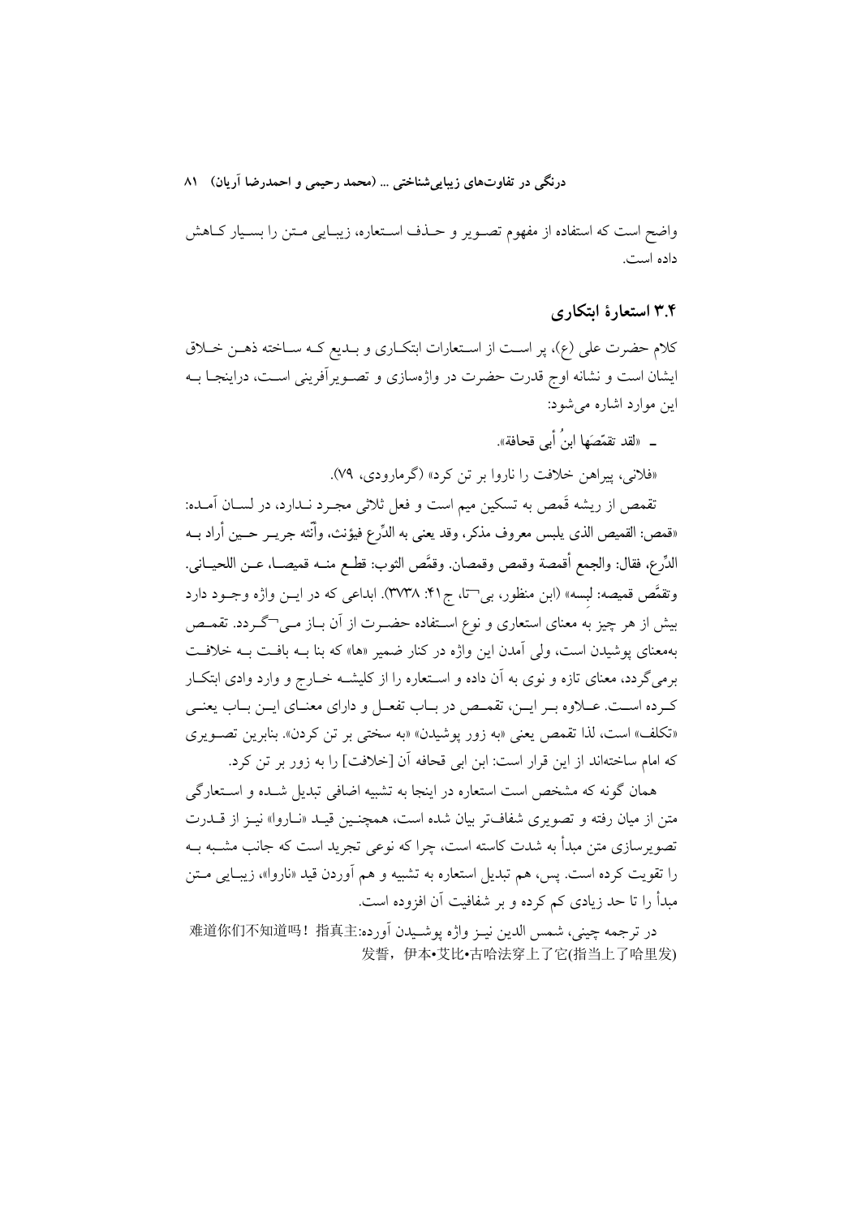واضح است که استفاده از مفهوم تصـویر و حـذف اسـتعاره، زیبـایی مـتن را بسـیار کـاهش داده است.

## ۳.۴ استعارۀ ابتکاری

کلام حضرت علی (ع)، پر اسـت از اسـتعارات ابتکـاری و بـدیع کـه سـاخته ذهـن خـلاق ایشان است و نشانه اوج قدرت حضرت در واژه‌سازی و تصـویرآفرینی اسـت، دراینجـا بـه این موارد اشاره می‌شود:

ـ «لقد تقمّصَها ابنُ أبی قحافة».

«فلانی، پیراهن خلافت را ناروا بر تن کرد» (گرمارودی، ۷۹).

تقمص از ریشه قَمص به تسکین میم است و فعل ثلاثی مجـرد نـدارد، در لسـان آمـده: «قمص: القمیص الذی یلبس معروف مذکر، وقد یعنی به الدِّرع فیؤنث، وأنّثه جریـر حـین أراد بـه الدِّرع، فقال: والجمع أقمصة وقمص وقمصان. وقمَّص الثوب: قطـع منـه قمیصـا، عـن اللحیـانی. وتقمَّص قمیصه: لبِسه» (ابن منظور، بی‌تا، ج۴۱: ۳۷۳۸). ابداعی که در ایـن واژه وجـود دارد بیش از هر چیز به معنای استعاری و نوع اسـتفاده حضـرت از آن بـاز مـی‌گـردد. تقمـص به‌معنای پوشیدن است، ولی آمدن این واژه در کنار ضمیر «ها» که بنا بـه بافـت بـه خلافـت برمی‌گردد، معنای تازه و نوی به آن داده و اسـتعاره را از کلیشـه خـارج و وارد وادی ابتکـار کـرده اسـت. عـلاوه بـر ایـن، تقمـص در بـاب تفعـل و دارای معنـای ایـن بـاب یعنـی «تکلف» است، لذا تقمص یعنی «به زور پوشیدن» «به سختی بر تن کردن». بنابرین تصـویری که امام ساخته‌اند از این قرار است: ابن ابی قحافه آن [خلافت] را به زور بر تن کرد.

همان گونه که مشخص است استعاره در اینجا به تشبیه اضافی تبدیل شـده و اسـتعارگی متن از میان رفته و تصویری شفاف‌تر بیان شده است، همچنـین قیـد «نـاروا» نیـز از قـدرت تصویرسازی متن مبدأ به شدت کاسته است، چرا که نوعی تجرید است که جانب مشـبه بـه را تقویت کرده است. پس، هم تبدیل استعاره به تشبیه و هم آوردن قید «ناروا»، زیبـایی مـتن مبدأ را تا حد زیادی کم کرده و بر شفافیت آن افزوده است.

در ترجمه چینی، شمس الدین نیـز واژه پوشـیدن آورده: 难道你们不知道吗！指真主发誓，伊本•艾比•古哈法穿上了它(指当上了哈里发)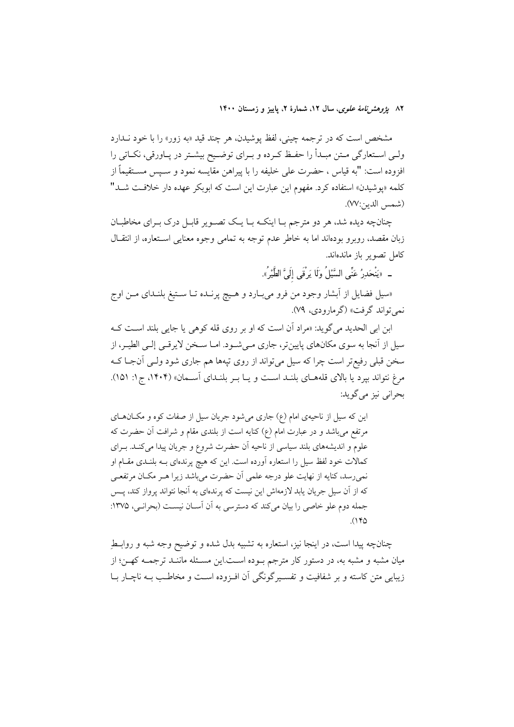مشخص است که در ترجمه چینی، لفظ پوشیدن، هر چند قید «به زور» را با خود نـدارد ولـی اسـتعارگی مـتن مبـدأ را حفـظ کـرده و بـرای توضـیح بیشـتر در پـاورقی، نکـاتی را افزوده است: "به قیاس ، حضرت علی خلیفه را با پیراهن مقایسه نمود و سـپس مسـتقیماً از کلمه «پوشیدن» استفاده کرد. مفهوم این عبارت این است که ابوبکر عهده دار خلافـت شـد" (شمس الدین:۷۷).

چنانچه دیده شد، هر دو مترجم بـا اینکـه بـا یـک تصـویر قابـل درک بـرای مخاطبـان زبان مقصد، روبرو بوده‌اند اما به خاطر عدم توجه به تمامی وجوه معنایی اسـتعاره، از انتقـال کامل تصویر باز مانده‌اند.

- «يَنْحَدِرُ عَنِّي السَّيْلُ وَلَا يَرْقَى إِلَيَّ الطَّيْرُ».

«سیل فضایل از آبشار وجود من فرو می‌بـارد و هـیچ پرنـده تـا سـتیغ بلنـدای مـن اوج نمی‌تواند گرفت» (گرمارودی، ۷۹).

ابن ابی الحدید می‌گوید: «مراد آن است که او بر روی قله کوهی یا جایی بلند اسـت کـه سیل از آنجا به سوی مکان‌های پایین‌تر، جاری مـی‌شـود. امـا سـخن لایرقـی إلـی الطیـر، از سخن قبلی رفیع‌تر است چرا که سیل می‌تواند از روی تپه‌ها هم جاری شود ولـی آنجـا کـه مرغ نتواند بپرد یا بالای قله‌هـای بلنـد اسـت و یـا بـر بلنـدای آسـمان» (۱۴۰۴، ج۱: ۱۵۱). بحرانی نیز می‌گوید:

> این که سیل از ناحیه‌ی امام (ع) جاری می‌شود جریان سیل از صفات کوه و مکـان‌هـای مرتفع می‌باشد و در عبارت امام (ع) کنایه است از بلندی مقام و شرافت آن حضرت که علوم و اندیشه‌های بلند سیاسی از ناحیه آن حضرت شروع و جریان پیدا می‌کنـد. بـرای کمالات خود لفظ سیل از استعاره آورده است. این که هیچ پرنده‌ای بـه بلنـدی مقـام او نمی‌رسد، کنایه از نهایت علو درجه علمی آن حضرت می‌باشد زیرا هـر مکـان مرتفعـی که از آن سیل جریان یابد لازمه‌اش این نیست که پرنده‌ای به آنجا نتواند پرواز کند، پـس جمله دوم علو خاصی را بیان می‌کند که دسترسی به آن آسـان نیسـت (بحرانـی، ۱۳۷۵: ۱۴۵).

چنانچه پیدا است، در اینجا نیز، استعاره به تشبیه بدل شده و توضیح وجه شبه و روابـطِ میان مشبه و مشبه به، در دستور کار مترجم بـوده اسـت.این مسـئله ماننـد ترجمـه کهـن؛ از زیبایی متن کاسته و بر شفافیت و تفسیـرگونگی آن افـزوده اسـت و مخاطـب بـه ناچـار بـا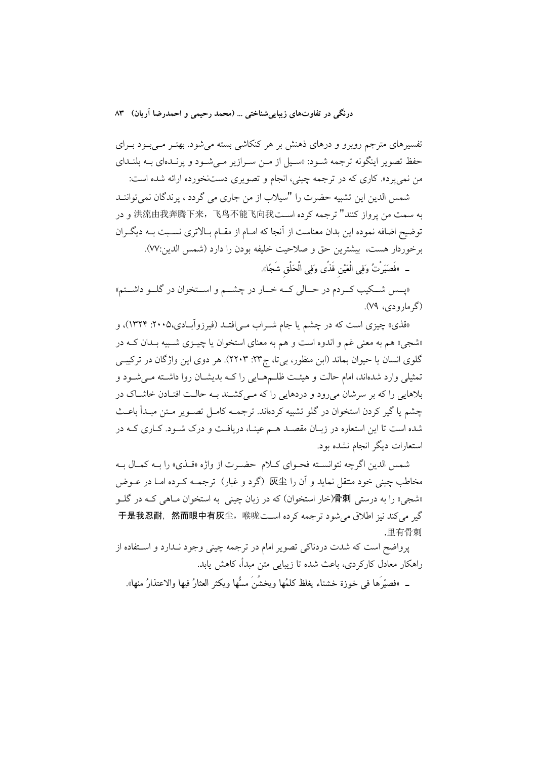تفسیرهای مترجم روبرو و درهای ذهنش بر هر کنکاشی بسته می‌شود. بهتـر مـی‌بـود بـرای حفظ تصویر اینگونه ترجمه شـود: «سـیل از مـن سـرازیر مـی‌شـود و پرنـده‌ای بـه بلنـدای من نمی‌پرد». کاری که در ترجمه چینی، انجام و تصویری دست‌نخورده ارائه شده است:

شمس الدین این تشبیه حضرت را "سیلاب از من جاری می گردد ، پرندگان نمی‌تواننـد به سمت من پرواز کنند" ترجمه کرده اسـت洪流由我奔腾下来，飞鸟不能飞向我 و در توضیح اضافه نموده این بدان معناست از آنجا که امـام از مقـام بـالاتری نسـبت بـه دیگـران برخوردار هست، بیشترین حق و صلاحیت خلیفه بودن را دارد (شمس الدین:۷۷).

- «فَصَبَرْتُ وَفِی الْعَیْنِ قَذًى وَفِی الْحَلْقِ شَجًا».

«پـس شـکیب کـردم در حـالی کـه خـار در چشـم و اسـتخوان در گلـو داشـتم» (گرمارودی، ۷۹).

«قذی» چیزی است که در چشم یا جام شـراب مـی‌افتـد (فیرزوآبـادی،۲۰۰۵: ۱۳۲۴)، و «شجی» هم به معنی غم و اندوه است و هم به معنای استخوان یا چیـزی شـبیه بـدان کـه در گلوی انسان یا حیوان بماند (ابن منظور، بی‌تا، ج۲۳: ۲۲۰۳). هر دوی این واژگان در ترکیبـی تمثیلی وارد شده‌اند، امام حالت و هیئـت ظلـم‌هـایی را کـه بدیشـان روا داشـته مـی‌شـود و بلاهایی را که بر سرشان می‌رود و دردهایی را که مـی‌کشـند بـه حالـت افتـادن خاشـاک در چشم یا گیر کردن استخوان در گلو تشبیه کرده‌اند. ترجمـه کامـل تصـویر مـتن مبـدأ باعـث شده است تا این استعاره در زبـان مقصـد هـم عینـا، دریافـت و درک شـود. کـاری کـه در استعارات دیگر انجام نشده بود.

شمس الدین اگرچه نتوانسـته فحـوای کـلام حضـرت از واژه «قـذی» را بـه کمـال بـه مخاطب چینی خود منتقل نماید و آن را 灰尘 (گرد و غبار) ترجمـه کـرده امـا در عـوض «شجی» را به درستی 骨刺(خار استخوان) که در زبان چینی به استخوان مـاهی کـه در گلـو گیر می‌کند نیز اطلاق می‌شود ترجمه کرده اسـت于是我忍耐，然而眼中有灰尘，喉咙里有骨刺.

پرواضح است که شدت دردناکی تصویر امام در ترجمه چینی وجود نـدارد و اسـتفاده از راهکار معادل کارکردی، باعث شده تا زیبایی متن مبدأ، کاهش یابد.

- «فصیّرَها فی خوزة خشناء یغلظ کلمُها ویخشُنَ مسُّها ویکثر العثارُ فیها والاعتذارُ منها».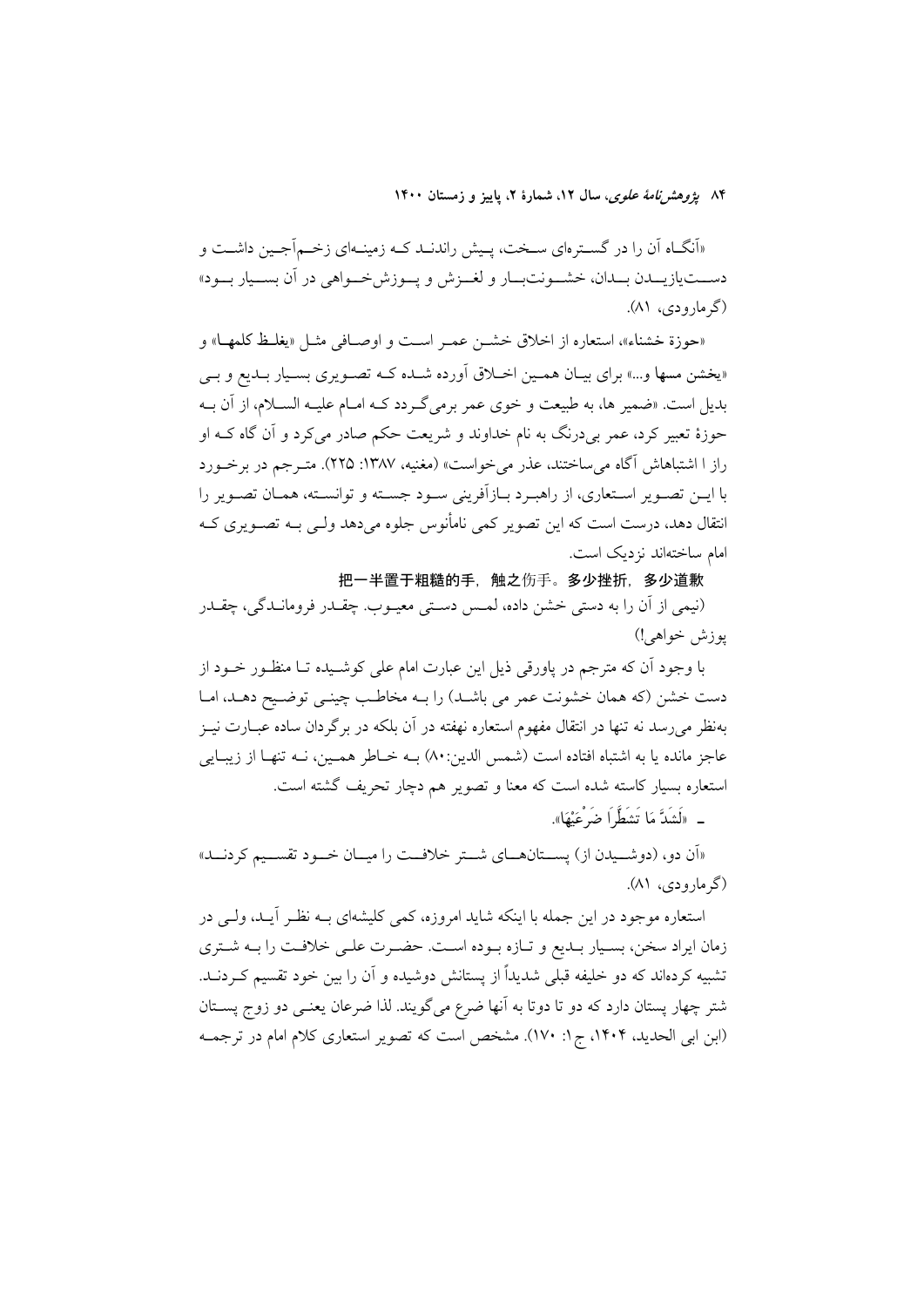«آنگاه آن را در گستره‌ای سخت، پیش راندند که زمینه‌ای زخم‌آجین داشت و دست‌یازیدن بدان، خشونت‌بار و لغزش و پوزش‌خواهی در آن بسیار بود» (گرمارودی، ۸۱).

«حوزة خشناء»، استعاره از اخلاق خشن عمر است و اوصافی مثل «یغلظ کلمها» و «یخشن مسها و...» برای بیان همین اخلاق آورده شده که تصویری بسیار بدیع و بی بدیل است. «ضمیر ها، به طبیعت و خوی عمر برمی‌گردد که امام علیه السلام، از آن به حوزهٔ تعبیر کرد، عمر بی‌درنگ به نام خداوند و شریعت حکم صادر می‌کرد و آن گاه که او راز ا اشتباهاش آگاه می‌ساختند، عذر می‌خواست» (مغنیه، ۱۳۸۷: ۲۲۵). مترجم در برخورد با این تصویر استعاری، از راهبرد بازآفرینی سود جسته و توانسته، همان تصویر را انتقال دهد، درست است که این تصویر کمی نامأنوس جلوه می‌دهد ولی به تصویری که امام ساخته‌اند نزدیک است.

**把一半置于粗糙的手，触之伤手。多少挫折，多少道歉**

(نیمی از آن را به دستی خشن داده، لمس دستی معیوب. چقدر فروماندگی، چقدر پوزش خواهی!)

با وجود آن که مترجم در پاورقی ذیل این عبارت امام علی کوشیده تا منظور خود از دست خشن (که همان خشونت عمر می باشد) را به مخاطب چینی توضیح دهد، اما به‌نظر می‌رسد نه تنها در انتقال مفهوم استعاره نهفته در آن بلکه در برگردان ساده عبارت نیز عاجز مانده یا به اشتباه افتاده است (شمس الدین:۸۰) به خاطر همین، نه تنها از زیبایی استعاره بسیار کاسته شده است که معنا و تصویر هم دچار تحریف گشته است.

- «لَشَدَّ مَا تَشَطَّرَا ضَرْعَيْهَا».

«آن دو، (دوشیدن از) پستان‌های شتر خلافت را میان خود تقسیم کردند» (گرمارودی، ۸۱).

استعاره موجود در این جمله با اینکه شاید امروزه، کمی کلیشه‌ای به نظر آید، ولی در زمان ایراد سخن، بسیار بدیع و تازه بوده است. حضرت علی خلافت را به شتری تشبیه کرده‌اند که دو خلیفه قبلی شدیداً از پستانش دوشیده و آن را بین خود تقسیم کردند. شتر چهار پستان دارد که دو تا دوتا به آنها ضرع می‌گویند. لذا ضرعان یعنی دو زوج پستان (ابن ابی الحدید، ۱۴۰۴، ج۱: ۱۷۰). مشخص است که تصویر استعاری کلام امام در ترجمه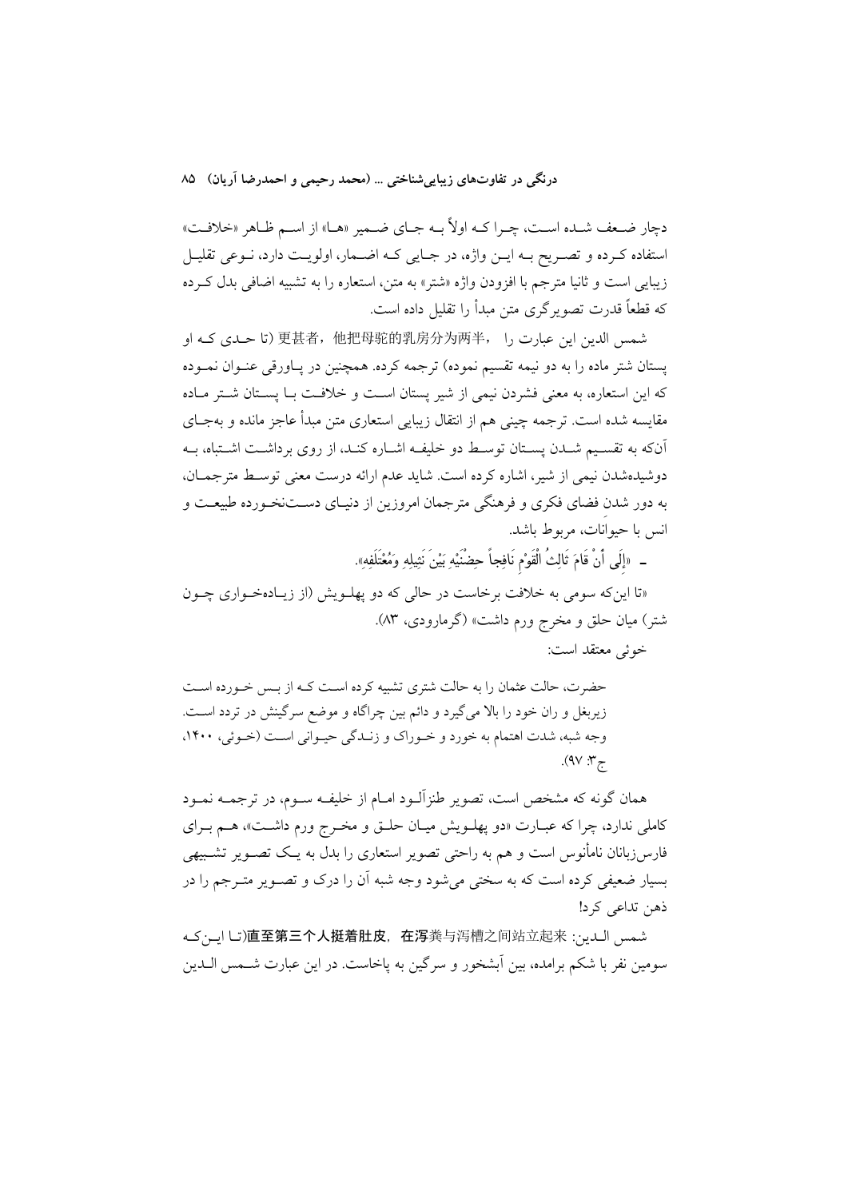دچار ضعف شده است، چرا که اولاً به جای ضمیر «ها» از اسم ظاهر «خلافت» استفاده کرده و تصریح به این واژه، در جایی که اضمار، اولویت دارد، نوعی تقلیل زیبایی است و ثانیا مترجم با افزودن واژه «شتر» به متن، استعاره را به تشبیه اضافی بدل کرده که قطعاً قدرت تصویرگری متن مبدأ را تقلیل داده است.

شمس الدین این عبارت را 更甚者，他把母驼的乳房分为两半， (تا حدی که او پستان شتر ماده را به دو نیمه تقسیم نموده) ترجمه کرده. همچنین در پاورقی عنوان نموده که این استعاره، به معنی فشردن نیمی از شیر پستان است و خلافت با پستان شتر ماده مقایسه شده است. ترجمه چینی هم از انتقال زیبایی استعاری متن مبدأ عاجز مانده و به‌جای آن‌که به تقسیم شدن پستان توسط دو خلیفه اشاره کند، از روی برداشت اشتباه، به دوشیده‌شدن نیمی از شیر، اشاره کرده است. شاید عدم ارائه درست معنی توسط مترجمان، به دور شدن فضای فکری و فرهنگی مترجمان امروزین از دنیای دست‌نخورده طبیعت و انس با حیوانات، مربوط باشد.

ـ «إِلَى أَنْ قَامَ ثَالِثُ الْقَوْمِ نَافِجاً حِضْنَيْهِ بَيْنَ نَثِيلِهِ وَمُعْتَلَفِهِ».

«تا این‌که سومی به خلافت برخاست در حالی که دو پهلویش (از زیاده‌خواری چون شتر) میان حلق و مخرج ورم داشت» (گرمارودی، ۸۳).

خوئی معتقد است:

> حضرت، حالت عثمان را به حالت شتری تشبیه کرده است که از بس خورده است زیربغل و ران خود را بالا می‌گیرد و دائم بین چراگاه و موضع سرگینش در تردد است. وجه شبه، شدت اهتمام به خورد و خوراک و زندگی حیوانی است (خوئی، ۱۴۰۰، ج۳: ۹۷).

همان گونه که مشخص است، تصویر طنزآلود امام از خلیفه سوم، در ترجمه نمود کاملی ندارد، چرا که عبارت «دو پهلویش میان حلق و مخرج ورم داشت»، هم برای فارس‌زبانان نامأنوس است و هم به راحتی تصویر استعاری را بدل به یک تصویر تشبیهی بسیار ضعیفی کرده است که به سختی می‌شود وجه شبه آن را درک و تصویر مترجم را در ذهن تداعی کرد!

شمس الدین: **直至第三个人挺着肚皮，在泻**粪与泻槽之间站立起来(تا این‌که سومین نفر با شکم برامده، بین آبشخور و سرگین به پاخاست. در این عبارت شمس الدین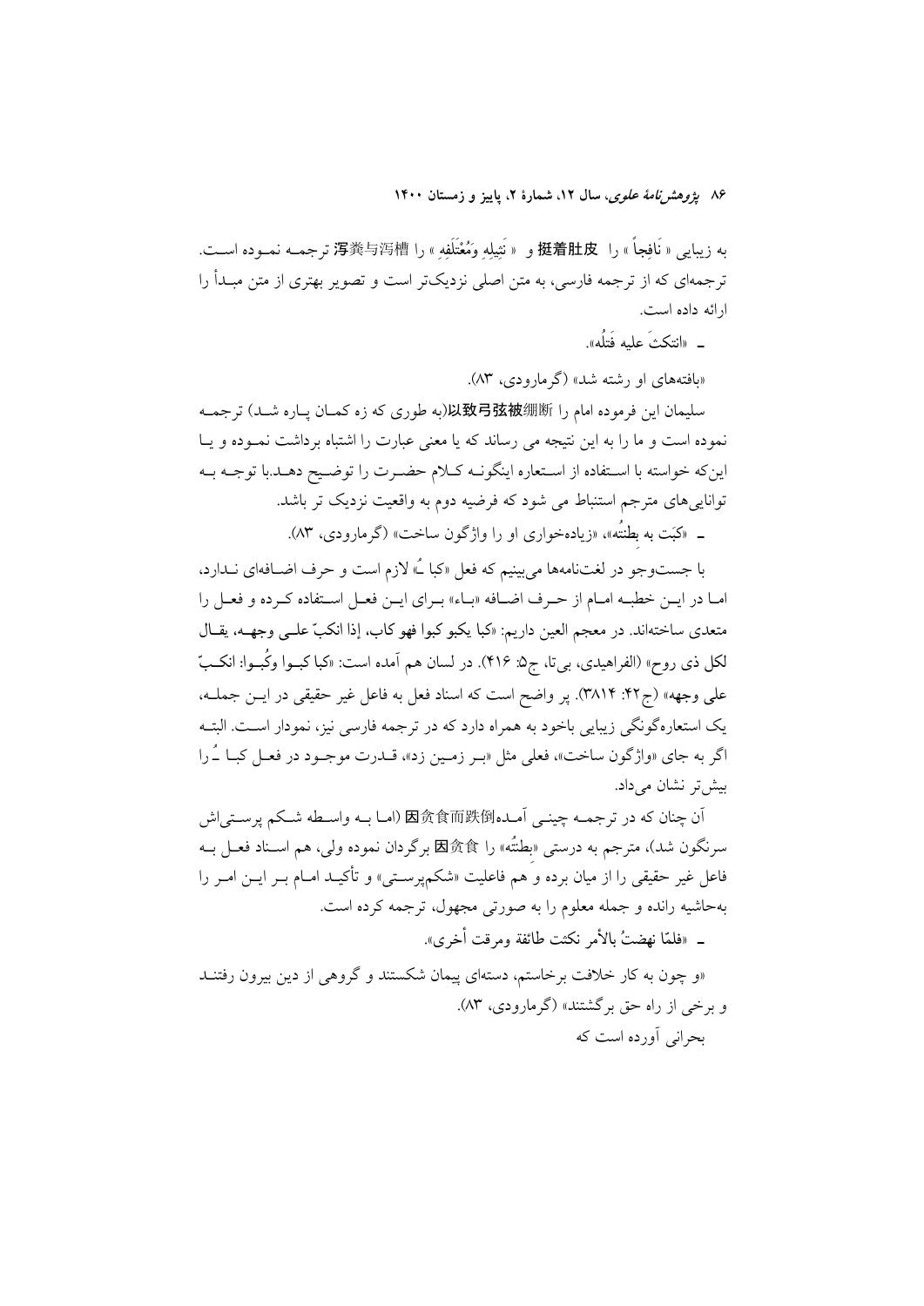به زیبایی «نَافِجاً» را **挺着肚皮** و «نَثِيلِهِ وَمُعْتَلَفِهِ» را 泻粪与泻槽 ترجمه نموده است. ترجمه‌ای که از ترجمه فارسی، به متن اصلی نزدیک‌تر است و تصویر بهتری از متن مبدأ را ارائه داده است.

ـ «انتکثَ علیه فَتلُه».

«بافته‌های او رشته شد» (گرمارودی، ۸۳).

سلیمان این فرموده امام را 以致弓弦被绷断(به طوری که زه کمان پاره شد) ترجمه نموده است و ما را به این نتیجه می رساند که یا معنی عبارت را اشتباه برداشت نموده و یا این‌که خواسته با استفاده از استعاره اینگونه کلام حضرت را توضیح دهد.با توجه به توانایی‌های مترجم استنباط می شود که فرضیه دوم به واقعیت نزدیک تر باشد.

ـ «کَبَت به بِطنَتُه»، «زیاده‌خواری او را واژگون ساخت» (گرمارودی، ۸۳).

با جست‌وجو در لغت‌نامه‌ها می‌بینیم که فعل «کبا ـُ» لازم است و حرف اضافه‌ای ندارد، اما در این خطبه امام از حرف اضافه «باء» برای این فعل استفاده کرده و فعل را متعدی ساخته‌اند. در معجم العین داریم: «کبا یکبو کبوا فهو کاب، إذا انکبّ علی وجهه، یقال لکل ذی روح» (الفراهیدی، بی‌تا، ج۵: ۴۱۶). در لسان هم آمده است: «کبا کبوا وکُبُوا: انکبّ علی وجهه» (ج۴۲: ۳۸۱۴). پر واضح است که اسناد فعل به فاعل غیر حقیقی در این جمله، یک استعاره‌گونگی زیبایی باخود به همراه دارد که در ترجمه فارسی نیز، نمودار است. البته اگر به جای «واژگون ساخت»، فعلی مثل «بر زمین زد»، قدرت موجود در فعل کبا ـُ را بیش‌تر نشان می‌داد.

آن چنان که در ترجمه چینی آمده因贪食而跌倒 (اما به واسطه شکم پرستی‌اش سرنگون شد)، مترجم به درستی «بِطنَتُه» را 因贪食 برگردان نموده ولی، هم اسناد فعل به فاعل غیر حقیقی را از میان برده و هم فاعلیت «شکم‌پرستی» و تأکید امام بر این امر را به‌حاشیه رانده و جمله معلوم را به صورتی مجهول، ترجمه کرده است.

ـ «فلمّا نهضتُ بالأمر نکثت طائفة ومرقت أخری».

«و چون به کار خلافت برخاستم، دسته‌ای پیمان شکستند و گروهی از دین بیرون رفتند و برخی از راه حق برگشتند» (گرمارودی، ۸۳).

بحرانی آورده است که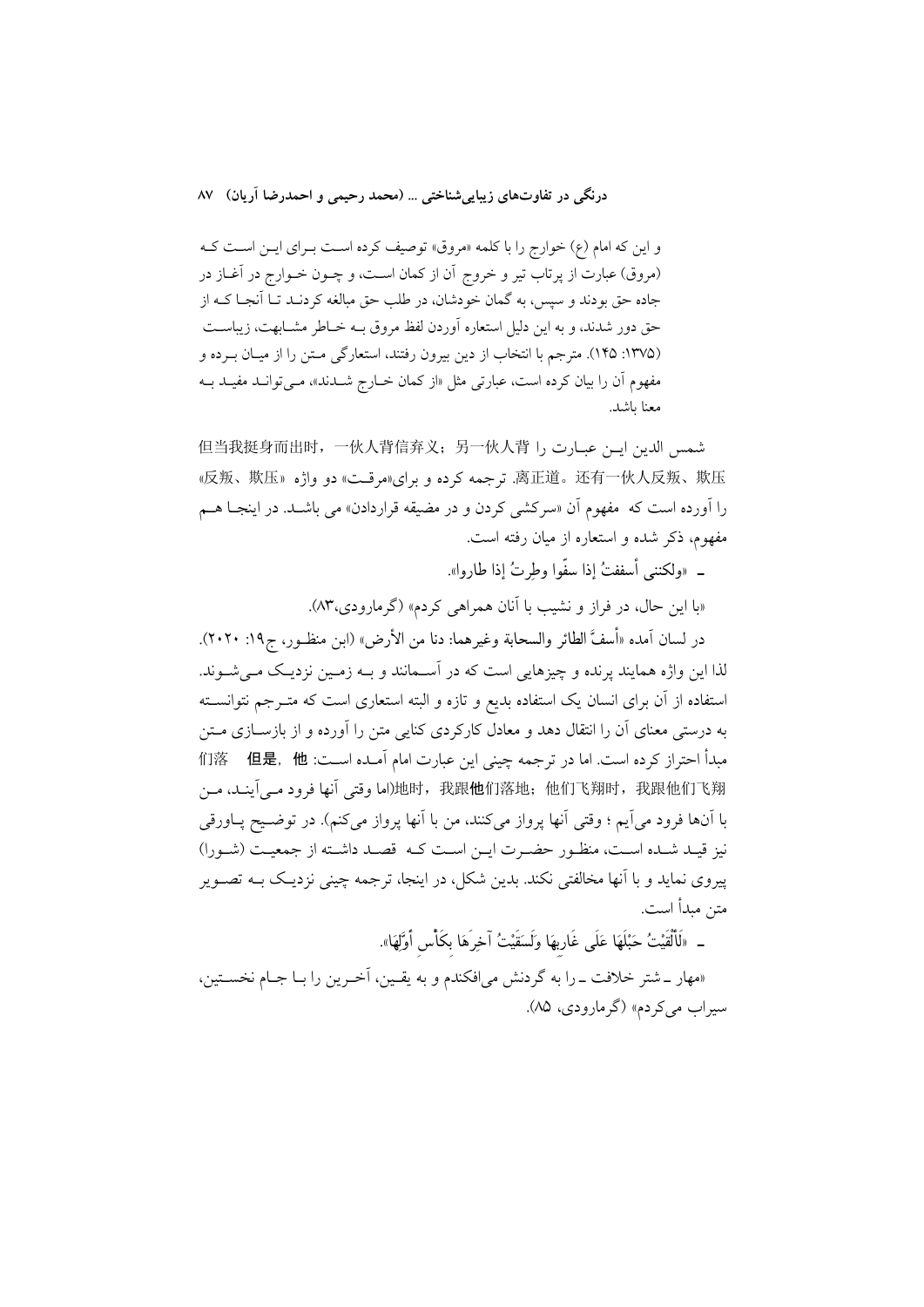و این که امام (ع) خوارج را با کلمه «مروق» توصیف کرده است برای این است که (مروق) عبارت از پرتاب تیر و خروج آن از کمان است، و چون خوارج در آغاز در جاده حق بودند و سپس، به گمان خودشان، در طلب حق مبالغه کردند تا آنجا که از حق دور شدند، و به این دلیل استعاره آوردن لفظ مروق به خاطر مشابهت، زیباست (۱۳۷۵: ۱۴۵). مترجم با انتخاب از دین بیرون رفتند، استعارگی متن را از میان برده و مفهوم آن را بیان کرده است، عبارتی مثل «از کمان خارج شدند»، می‌تواند مفید به معنا باشد.

شمس الدین این عبارت را 但当我挺身而出时，一伙人背信弃义；另一伙人背离正道。还有一伙人反叛、欺压 ترجمه کرده و برای «مرقت» دو واژه «反叛、欺压» را آورده است که مفهوم آن «سرکشی کردن و در مضیقه قراردادن» می باشد. در اینجا هم مفهوم، ذکر شده و استعاره از میان رفته است.

ـ «ولكنني أسففتُ إذا سفّوا وطِرتُ إذا طاروا».

«با این حال، در فراز و نشیب با آنان همراهی کردم» (گرمارودی،۸۳).

در لسان آمده «أسفَّ الطائر والسحابة وغيرهما: دنا من الأرض» (ابن منظور، ج۱۹: ۲۰۲۰). لذا این واژه همایند پرنده و چیزهایی است که در آسمانند و به زمین نزدیک می‌شوند. استفاده از آن برای انسان یک استفاده بدیع و تازه و البته استعاری است که مترجم نتوانسته به درستی معنای آن را انتقال دهد و معادل کارکردی کنایی متن را آورده و از بازسازی متن مبدأ احتراز کرده است. اما در ترجمه چینی این عبارت امام آمده است: 但是，他们落地时，我跟他们落地；他们飞翔时，我跟他们飞翔(اما وقتی آنها فرود می‌آیند، من با آن‌ها فرود می‌آیم ؛ وقتی آنها پرواز می‌کنند، من با آنها پرواز می‌کنم). در توضیح پاورقی نیز قید شده است، منظور حضرت این است که قصد داشته از جمعیت (شورا) پیروی نماید و با آنها مخالفتی نکند. بدین شکل، در اینجا، ترجمه چینی نزدیک به تصویر متن مبدأ است.

ـ «لَأَلْقَيْتُ حَبْلَهَا عَلَى غَارِبِهَا وَلَسَقَيْتُ آخِرَهَا بِكَأْسِ أَوَّلِهَا».

«مهار ـ شتر خلافت ـ را به گردنش می‌افکندم و به یقین، آخرین را با جام نخستین، سیراب می‌کردم» (گرمارودی، ۸۵).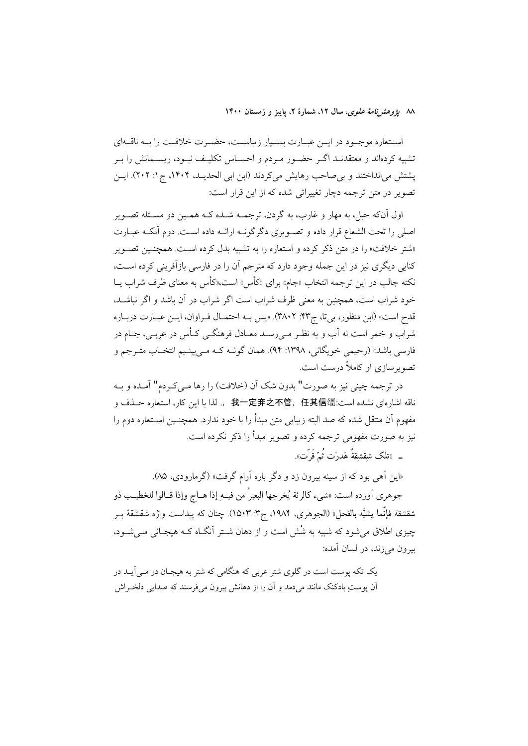اسـتعاره موجـود در ایـن عبـارت بسـیار زیباسـت، حضـرت خلافـت را بـه ناقـه‌ای تشبیه کرده‌اند و معتقدنـد اگـر حضـور مـردم و احسـاس تکلیـف نبـود، ریسـمانش را بـر پشتش می‌انداختند و بی‌صاحب رهایش می‌کردند (ابن ابی الحدیـد، ۱۴۰۴، ج ۱: ۲۰۲). ایـن تصویر در متن ترجمه دچار تغییراتی شده که از این قرار است:

اول آن‌که حبل، به مهار و غارب، به گردن، ترجمـه شـده کـه همـین دو مسـئله تصـویر اصلی را تحت الشعاع قرار داده و تصـویری دگرگونـه ارائـه داده اسـت. دوم آنکـه عبـارت «شتر خلافت» را در متن ذکر کرده و استعاره را به تشبیه بدل کرده اسـت. همچنـین تصـویر کنایی دیگری نیز در این جمله وجود دارد که مترجم آن را در فارسی بازآفرینی کرده اسـت، نکته جالب در این ترجمه انتخاب «جام» برای «کأس» است،«کأس به معنای ظرف شراب یـا خود شراب است، همچنین به معنی ظرف شراب است اگر شراب در آن باشد و اگر نباشـد، قدح است» (ابن منظور، بی‌تا، ج۴۳: ۳۸۰۲). «پس بـه احتمـال فـراوان، ایـن عبـارت دربـاره شراب و خمر است نه آب و به نظـر مـی‌رسـد معـادل فرهنگـی کـأس در عربـی، جـام در فارسی باشد» (رحیمی خویگانی، ۱۳۹۸: ۹۴). همان گونـه کـه مـی‌بینـیم انتخـاب متـرجم و تصویرسازی او کاملاً درست است.

در ترجمه چینی نیز به صورت" بدون شک آن (خلافت) را رها مـی‌کـردم" آمـده و بـه ناقه اشاره‌ای نشده است:我一定弃之不管，任其信缰 . لذا با این کار، استعاره حـذف و مفهوم آن منتقل شده که صد البته زیبایی متن مبدأ را با خود ندارد. همچنـین اسـتعاره دوم را نیز به صورت مفهومی ترجمه کرده و تصویر مبدأ را ذکر نکرده است.

ـ «تلک شِقشِقةٌ هَدرَت ثُمّ قَرّت».

«این آهی بود که از سینه بیرون زد و دگر باره آرام گرفت» (گرمارودی، ۸۵).

جوهری آورده است: «شیء کالرئة یُخرجها البعیرُ من فیـه إذا هـاج وإذا قـالوا للخطیـب ذو شقشقة فإنّما یشبَّه بالفحل» (الجوهری، ۱۹۸۴، ج۳: ۱۵۰۳). چنان که پیداست واژه شقشقهٔ بـر چیزی اطلاق می‌شود که شبیه به شُش است و از دهان شـتر آنگـاه کـه هیجـانی مـی‌شـود، بیرون می‌زند، در لسان آمده:

> یک تکه پوست است در گلوی شتر عربی که هنگامی که شتر به هیجـان در مـی‌آیـد در آن پوستِ بادکنک مانند می‌دمد و آن را از دهانش بیرون می‌فرستد که صدایی دلخـراش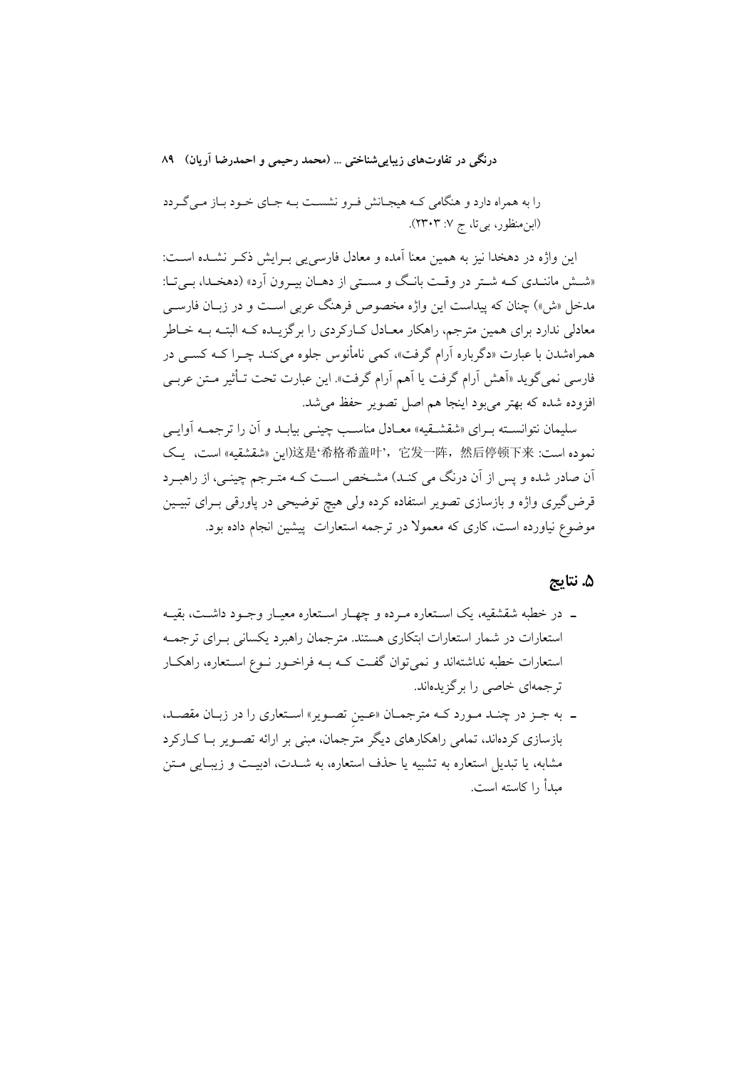را به همراه دارد و هنگامی که هیجانش فرو نشست به جای خود باز می‌گردد (ابن‌منظور، بی‌تا، ج ۷: ۲۳۰۳).

این واژه در دهخدا نیز به همین معنا آمده و معادل فارسی‌یی برایش ذکر نشده است: «شش مانندی که شتر در وقت بانگ و مستی از دهان بیرون آرد» (دهخدا، بی‌تا: مدخل «ش») چنان که پیداست این واژه مخصوص فرهنگ عربی است و در زبان فارسی معادلی ندارد برای همین مترجم، راهکار معادل کارکردی را برگزیده که البته به خاطر همراه‌شدن با عبارت «دگرباره آرام گرفت»، کمی نامأنوس جلوه می‌کند چرا که کسی در فارسی نمی‌گوید «آهش آرام گرفت یا آهم آرام گرفت». این عبارت تحت تأثیر متن عربی افزوده شده که بهتر می‌بود اینجا هم اصل تصویر حفظ می‌شد.

سلیمان نتوانسته برای «شقشقیه» معادل مناسب چینی بیابد و آن را ترجمه آوایی نموده است: 这是'希格希盖叶'，它发一阵，然后停顿下来(این «شقشقیه» است، یک آن صادر شده و پس از آن درنگ می کند) مشخص است که مترجم چینی، از راهبرد قرض‌گیری واژه و بازسازی تصویر استفاده کرده ولی هیچ توضیحی در پاورقی برای تبیین موضوع نیاورده است، کاری که معمولا در ترجمه استعارات پیشین انجام داده بود.

## ۵. نتایج

- در خطبه شقشقیه، یک استعاره مرده و چهار استعاره معیار وجود داشت، بقیه استعارات در شمار استعارات ابتکاری هستند. مترجمان راهبرد یکسانی برای ترجمه استعارات خطبه نداشته‌اند و نمی‌توان گفت که به فراخور نوع استعاره، راهکار ترجمه‌ای خاصی را برگزیده‌اند.
- به جز در چند مورد که مترجمان «عینِ تصویر» استعاری را در زبان مقصد، بازسازی کرده‌اند، تمامی راهکارهای دیگر مترجمان، مبنی بر ارائه تصویر با کارکرد مشابه، یا تبدیل استعاره به تشبیه یا حذف استعاره، به شدت، ادبیت و زیبایی متن مبدأ را کاسته است.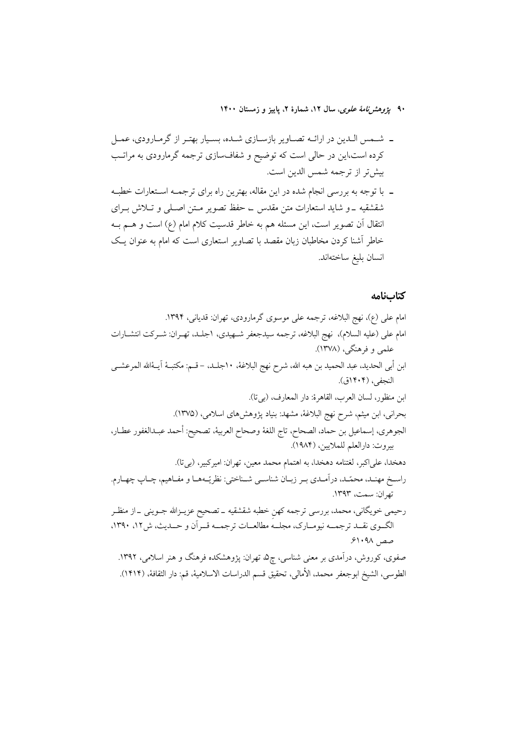- شمس الدین در ارائه تصاویر بازسازی شده، بسیار بهتر از گرمارودی، عمل کرده است،این در حالی است که توضیح و شفاف‌سازی ترجمه گرمارودی به مراتب بیش‌تر از ترجمه شمس الدین است.
- با توجه به بررسی انجام شده در این مقاله، بهترین راه برای ترجمه استعارات خطبه شقشقیه ـ و شاید استعارات متن مقدس ـ حفظ تصویر متن اصلی و تلاش برای انتقال آن تصویر است، این مسئله هم به خاطر قدسیت کلام امام (ع) است و هم به خاطر آشنا کردن مخاطبان زبان مقصد با تصاویر استعاری است که امام به عنوان یک انسان بلیغ ساخته‌اند.

## کتاب‌نامه

امام علی (ع)، نهج البلاغه، ترجمه علی موسوی گرمارودی، تهران: قدیانی، ۱۳۹۴.

امام علی (علیه السلام)، نهج البلاغه، ترجمه سیدجعفر شهیدی، ۱جلد، تهران: شرکت انتشارات علمی و فرهنگی، (۱۳۷۸).

ابن أبی الحدید، عبد الحمید بن هبه الله، شرح نهج البلاغة، ۱۰جلد، –قم: مکتبة آیةالله المرعشی النجفی، (۱۴۰۴ق).

ابن منظور، لسان العرب، القاهرة: دار المعارف، (بی‌تا).

بحرانی، ابن میثم، شرح نهج البلاغة، مشهد: بنیاد پژوهش‌های اسلامی، (۱۳۷۵).

الجوهری، إسماعیل بن حماد، الصحاح، تاج اللغة وصحاح العربیة، تصحیح: أحمد عبدالغفور عطار، بیروت: دارالعلم للملایین، (۱۹۸۴).

دهخدا، علی‌اکبر، لغتنامه دهخدا، به اهتمام محمد معین، تهران: امیرکبیر، (بی‌تا).

راسخ مهند، محمّد، درآمدی بر زبان شناسی شناختی: نظریه‌ها و مفاهیم، چاپ چهارم. تهران: سمت، ۱۳۹۳.

رحیمی خویگانی، محمد، بررسی ترجمه کهنِ خطبه شقشقیه ـ تصحیح عزیزالله جوینی ـ از منظر الگوی نقد ترجمه نیومارک، مجله مطالعات ترجمه قرآن و حدیث، ش۱۲، ۱۳۹۰، صص ۹۸-۶۱.

صفوی، کوروش، درآمدی بر معنی شناسی، چ۵، تهران: پژوهشکده فرهنگ و هنر اسلامی، ۱۳۹۲.

الطوسی، الشیخ ابوجعفر محمد، الأمالی، تحقیق قسم الدراسات الاسلامیة، قم: دار الثقافة، (۱۴۱۴).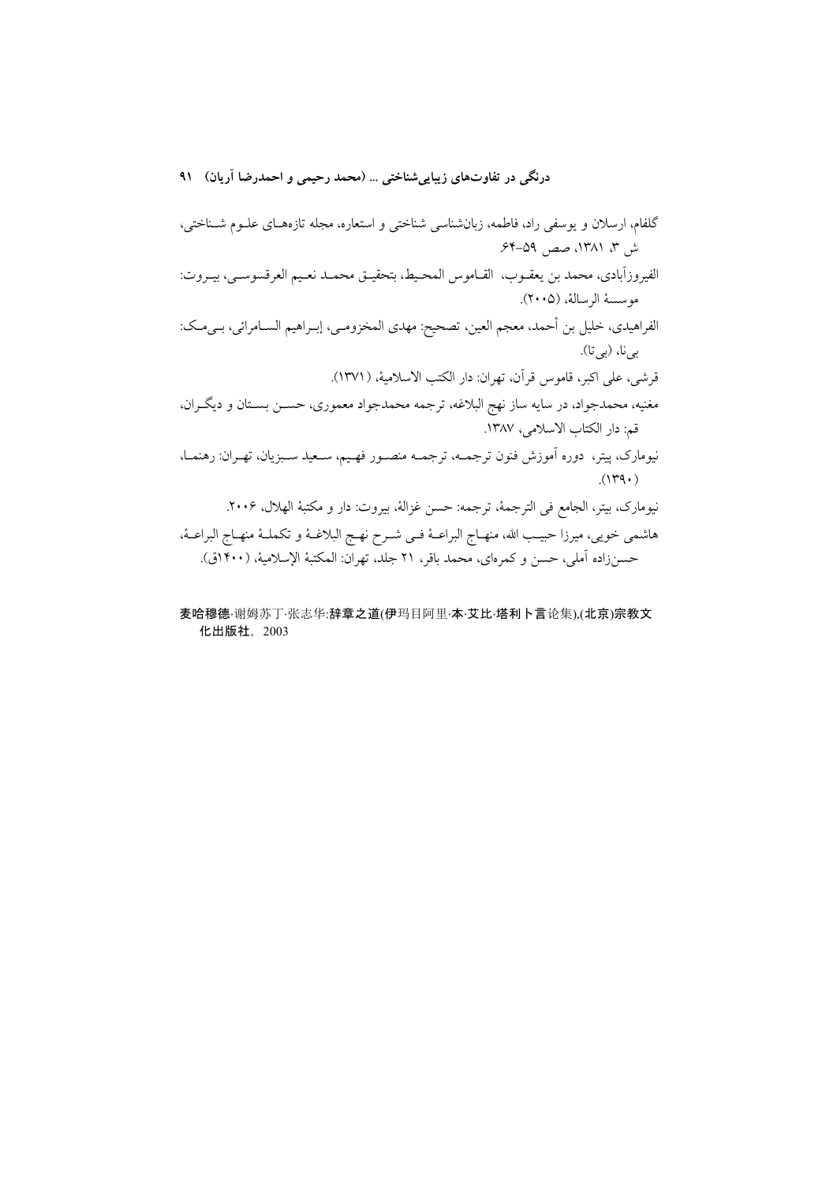گلفام، ارسلان و یوسفی راد، فاطمه، زبان‌شناسی شناختی و استعاره، مجله تازه‌های علوم شناختی، ش ۳، ۱۳۸۱، صص ۵۹-۶۴.

الفیروزآبادی، محمد بن یعقوب، القاموس المحیط، بتحقیق محمد نعیم العرقسوسی، بیروت: موسسة الرسالة، (۲۰۰۵).

الفراهیدی، خلیل بن أحمد، معجم العین، تصحیح: مهدی المخزومی، إبراهیم السامرائی، بی‌مک: بی‌نا، (بی‌تا).

قرشی، علی اکبر، قاموس قرآن، تهران: دار الکتب الاسلامیة، (۱۳۷۱).

مغنیه، محمدجواد، در سایه ساز نهج البلاغه، ترجمه محمدجواد معموری، حسن بستان و دیگران، قم: دار الکتاب الاسلامی، ۱۳۸۷.

نیومارک، پیتر، دوره آموزش فنون ترجمه، ترجمه منصور فهیم، سعید سبزیان، تهران: رهنما، (۱۳۹۰).

نیومارک، بیتر، الجامع فی الترجمة، ترجمه: حسن غزالة، بیروت: دار و مکتبة الهلال، ۲۰۰۶.

هاشمی خویی، میرزا حبیب الله، منهاج البراعة فی شرح نهج البلاغة و تکملة منهاج البراعة، حسن‌زاده آملی، حسن و کمره‌ای، محمد باقر، ۲۱ جلد، تهران: المکتبة الإسلامیة، (۱۴۰۰ق).

麦哈穆德·谢姆苏丁·张志华:辞章之道(伊玛目阿里·本·艾比·塔利卜言论集),(北京)宗教文化出版社，2003